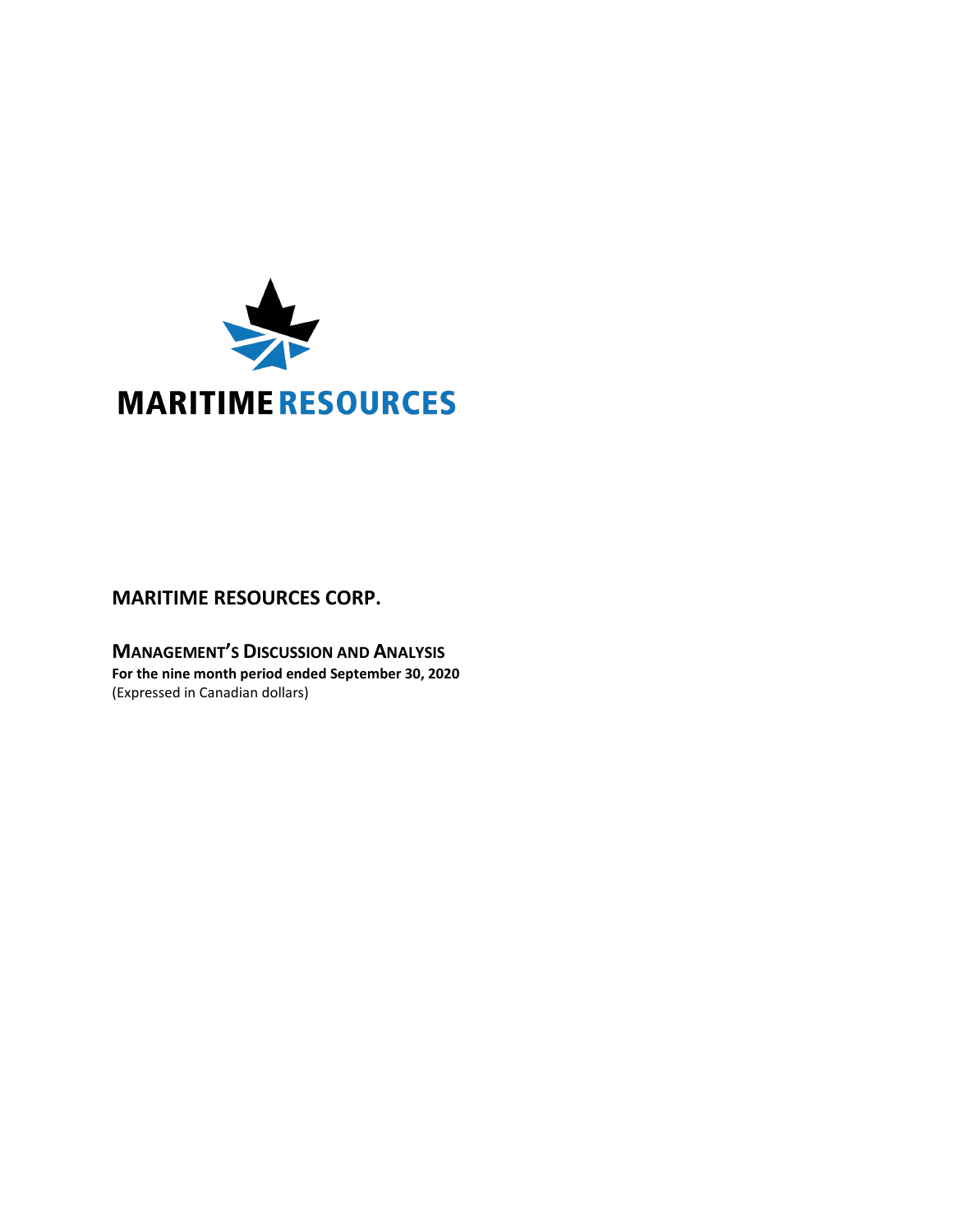MARITIME RESOURCES

# MARITIME RESOURCES CORP.

## MANAGEMENT'S DISCUSSION AND ANALYSIS

**For the nine month period ended September 30, 2020**

(Expressed in Canadian dollars)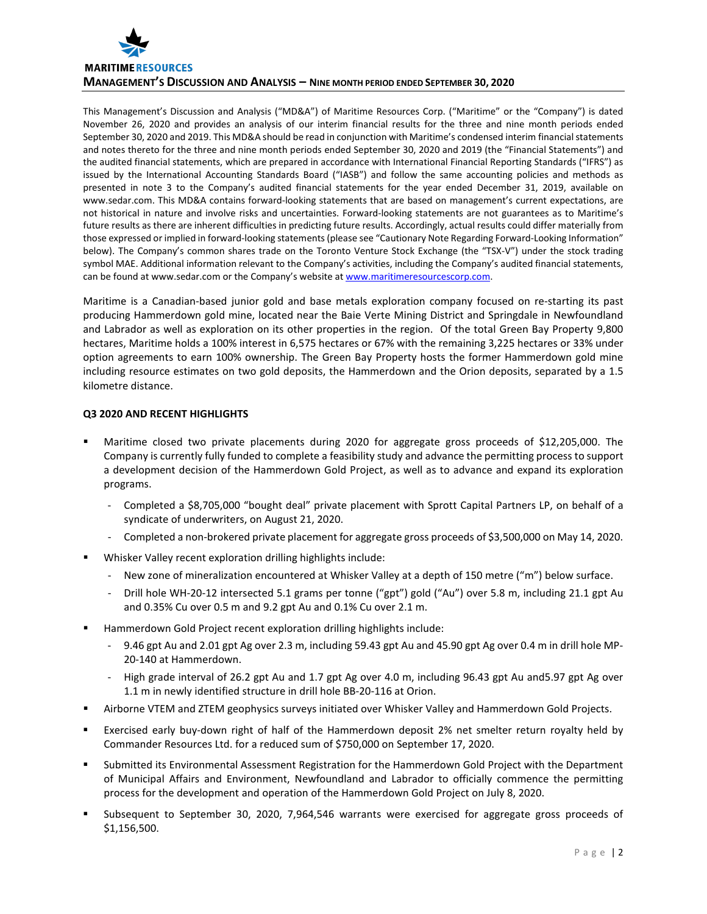This Management's Discussion and Analysis ("MD&A") of Maritime Resources Corp. ("Maritime" or the "Company") is dated November 26, 2020 and provides an analysis of our interim financial results for the three and nine month periods ended September 30, 2020 and 2019. This MD&A should be read in conjunction with Maritime's condensed interim financial statements and notes thereto for the three and nine month periods ended September 30, 2020 and 2019 (the "Financial Statements") and the audited financial statements, which are prepared in accordance with International Financial Reporting Standards ("IFRS") as issued by the International Accounting Standards Board ("IASB") and follow the same accounting policies and methods as presented in note 3 to the Company's audited financial statements for the year ended December 31, 2019, available on www.sedar.com. This MD&A contains forward-looking statements that are based on management's current expectations, are not historical in nature and involve risks and uncertainties. Forward-looking statements are not guarantees as to Maritime's future results as there are inherent difficulties in predicting future results. Accordingly, actual results could differ materially from those expressed or implied in forward-looking statements (please see "Cautionary Note Regarding Forward-Looking Information" below). The Company's common shares trade on the Toronto Venture Stock Exchange (the "TSX-V") under the stock trading symbol MAE. Additional information relevant to the Company's activities, including the Company's audited financial statements, can be found at www.sedar.com or the Company's website at www.maritimeresourcescorp.com.

Maritime is a Canadian-based junior gold and base metals exploration company focused on re-starting its past producing Hammerdown gold mine, located near the Baie Verte Mining District and Springdale in Newfoundland and Labrador as well as exploration on its other properties in the region. Of the total Green Bay Property 9,800 hectares, Maritime holds a 100% interest in 6,575 hectares or 67% with the remaining 3,225 hectares or 33% under option agreements to earn 100% ownership. The Green Bay Property hosts the former Hammerdown gold mine including resource estimates on two gold deposits, the Hammerdown and the Orion deposits, separated by a 1.5 kilometre distance.

**Q3 2020 AND RECENT HIGHLIGHTS**

- Maritime closed two private placements during 2020 for aggregate gross proceeds of $12,205,000. The Company is currently fully funded to complete a feasibility study and advance the permitting process to support a development decision of the Hammerdown Gold Project, as well as to advance and expand its exploration programs.
  - Completed a $8,705,000 "bought deal" private placement with Sprott Capital Partners LP, on behalf of a syndicate of underwriters, on August 21, 2020.
  - Completed a non-brokered private placement for aggregate gross proceeds of $3,500,000 on May 14, 2020.
- Whisker Valley recent exploration drilling highlights include:
  - New zone of mineralization encountered at Whisker Valley at a depth of 150 metre ("m") below surface.
  - Drill hole WH-20-12 intersected 5.1 grams per tonne ("gpt") gold ("Au") over 5.8 m, including 21.1 gpt Au and 0.35% Cu over 0.5 m and 9.2 gpt Au and 0.1% Cu over 2.1 m.
- Hammerdown Gold Project recent exploration drilling highlights include:
  - 9.46 gpt Au and 2.01 gpt Ag over 2.3 m, including 59.43 gpt Au and 45.90 gpt Ag over 0.4 m in drill hole MP-20-140 at Hammerdown.
  - High grade interval of 26.2 gpt Au and 1.7 gpt Ag over 4.0 m, including 96.43 gpt Au and5.97 gpt Ag over 1.1 m in newly identified structure in drill hole BB-20-116 at Orion.
- Airborne VTEM and ZTEM geophysics surveys initiated over Whisker Valley and Hammerdown Gold Projects.
- Exercised early buy-down right of half of the Hammerdown deposit 2% net smelter return royalty held by Commander Resources Ltd. for a reduced sum of $750,000 on September 17, 2020.
- Submitted its Environmental Assessment Registration for the Hammerdown Gold Project with the Department of Municipal Affairs and Environment, Newfoundland and Labrador to officially commence the permitting process for the development and operation of the Hammerdown Gold Project on July 8, 2020.
- Subsequent to September 30, 2020, 7,964,546 warrants were exercised for aggregate gross proceeds of $1,156,500.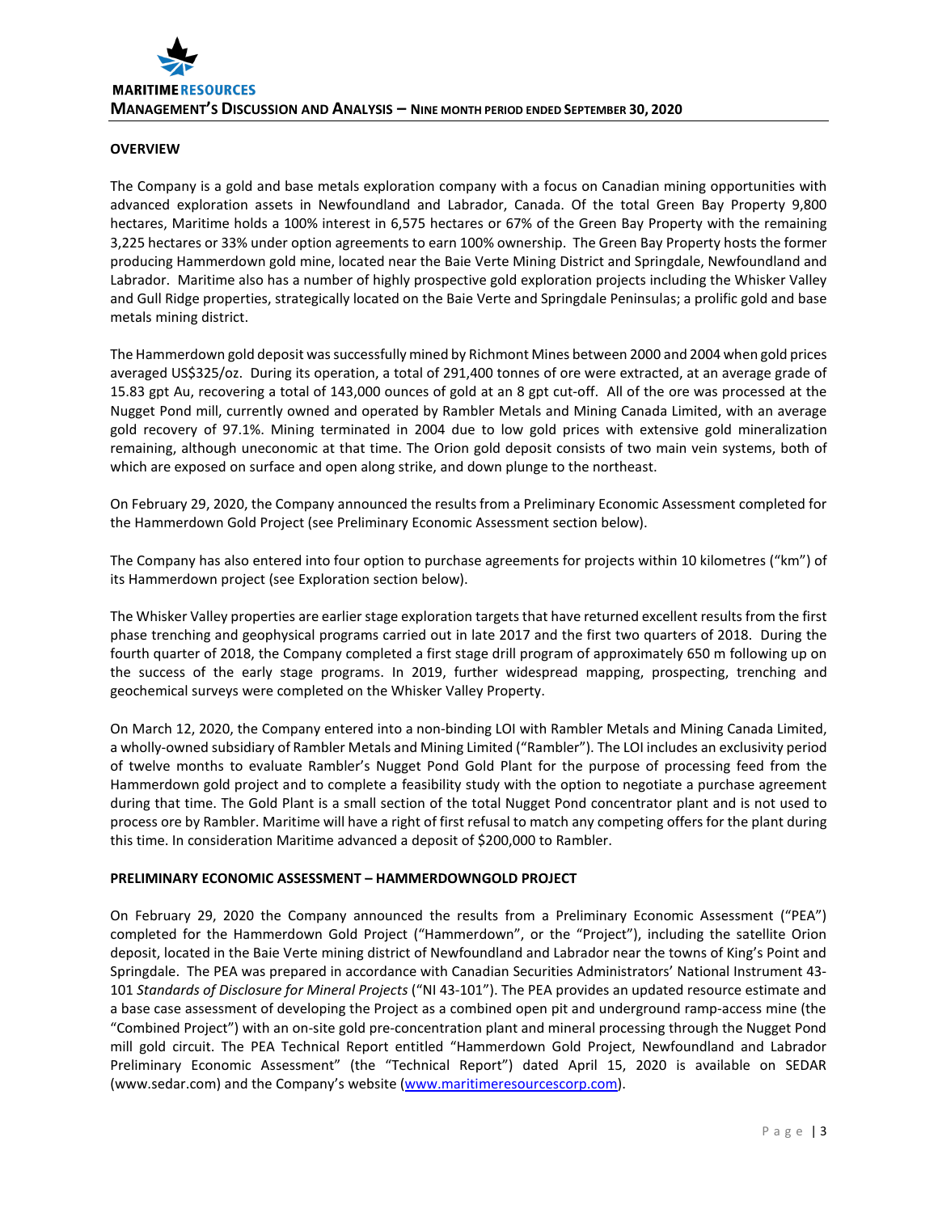## OVERVIEW

The Company is a gold and base metals exploration company with a focus on Canadian mining opportunities with advanced exploration assets in Newfoundland and Labrador, Canada. Of the total Green Bay Property 9,800 hectares, Maritime holds a 100% interest in 6,575 hectares or 67% of the Green Bay Property with the remaining 3,225 hectares or 33% under option agreements to earn 100% ownership. The Green Bay Property hosts the former producing Hammerdown gold mine, located near the Baie Verte Mining District and Springdale, Newfoundland and Labrador. Maritime also has a number of highly prospective gold exploration projects including the Whisker Valley and Gull Ridge properties, strategically located on the Baie Verte and Springdale Peninsulas; a prolific gold and base metals mining district.

The Hammerdown gold deposit was successfully mined by Richmont Mines between 2000 and 2004 when gold prices averaged US$325/oz. During its operation, a total of 291,400 tonnes of ore were extracted, at an average grade of 15.83 gpt Au, recovering a total of 143,000 ounces of gold at an 8 gpt cut-off. All of the ore was processed at the Nugget Pond mill, currently owned and operated by Rambler Metals and Mining Canada Limited, with an average gold recovery of 97.1%. Mining terminated in 2004 due to low gold prices with extensive gold mineralization remaining, although uneconomic at that time. The Orion gold deposit consists of two main vein systems, both of which are exposed on surface and open along strike, and down plunge to the northeast.

On February 29, 2020, the Company announced the results from a Preliminary Economic Assessment completed for the Hammerdown Gold Project (see Preliminary Economic Assessment section below).

The Company has also entered into four option to purchase agreements for projects within 10 kilometres ("km") of its Hammerdown project (see Exploration section below).

The Whisker Valley properties are earlier stage exploration targets that have returned excellent results from the first phase trenching and geophysical programs carried out in late 2017 and the first two quarters of 2018. During the fourth quarter of 2018, the Company completed a first stage drill program of approximately 650 m following up on the success of the early stage programs. In 2019, further widespread mapping, prospecting, trenching and geochemical surveys were completed on the Whisker Valley Property.

On March 12, 2020, the Company entered into a non-binding LOI with Rambler Metals and Mining Canada Limited, a wholly-owned subsidiary of Rambler Metals and Mining Limited ("Rambler"). The LOI includes an exclusivity period of twelve months to evaluate Rambler's Nugget Pond Gold Plant for the purpose of processing feed from the Hammerdown gold project and to complete a feasibility study with the option to negotiate a purchase agreement during that time. The Gold Plant is a small section of the total Nugget Pond concentrator plant and is not used to process ore by Rambler. Maritime will have a right of first refusal to match any competing offers for the plant during this time. In consideration Maritime advanced a deposit of $200,000 to Rambler.

## PRELIMINARY ECONOMIC ASSESSMENT – HAMMERDOWNGOLD PROJECT

On February 29, 2020 the Company announced the results from a Preliminary Economic Assessment ("PEA") completed for the Hammerdown Gold Project ("Hammerdown", or the "Project"), including the satellite Orion deposit, located in the Baie Verte mining district of Newfoundland and Labrador near the towns of King's Point and Springdale. The PEA was prepared in accordance with Canadian Securities Administrators' National Instrument 43-101 *Standards of Disclosure for Mineral Projects* ("NI 43-101"). The PEA provides an updated resource estimate and a base case assessment of developing the Project as a combined open pit and underground ramp-access mine (the "Combined Project") with an on-site gold pre-concentration plant and mineral processing through the Nugget Pond mill gold circuit. The PEA Technical Report entitled "Hammerdown Gold Project, Newfoundland and Labrador Preliminary Economic Assessment" (the "Technical Report") dated April 15, 2020 is available on SEDAR (www.sedar.com) and the Company's website (www.maritimeresourcescorp.com).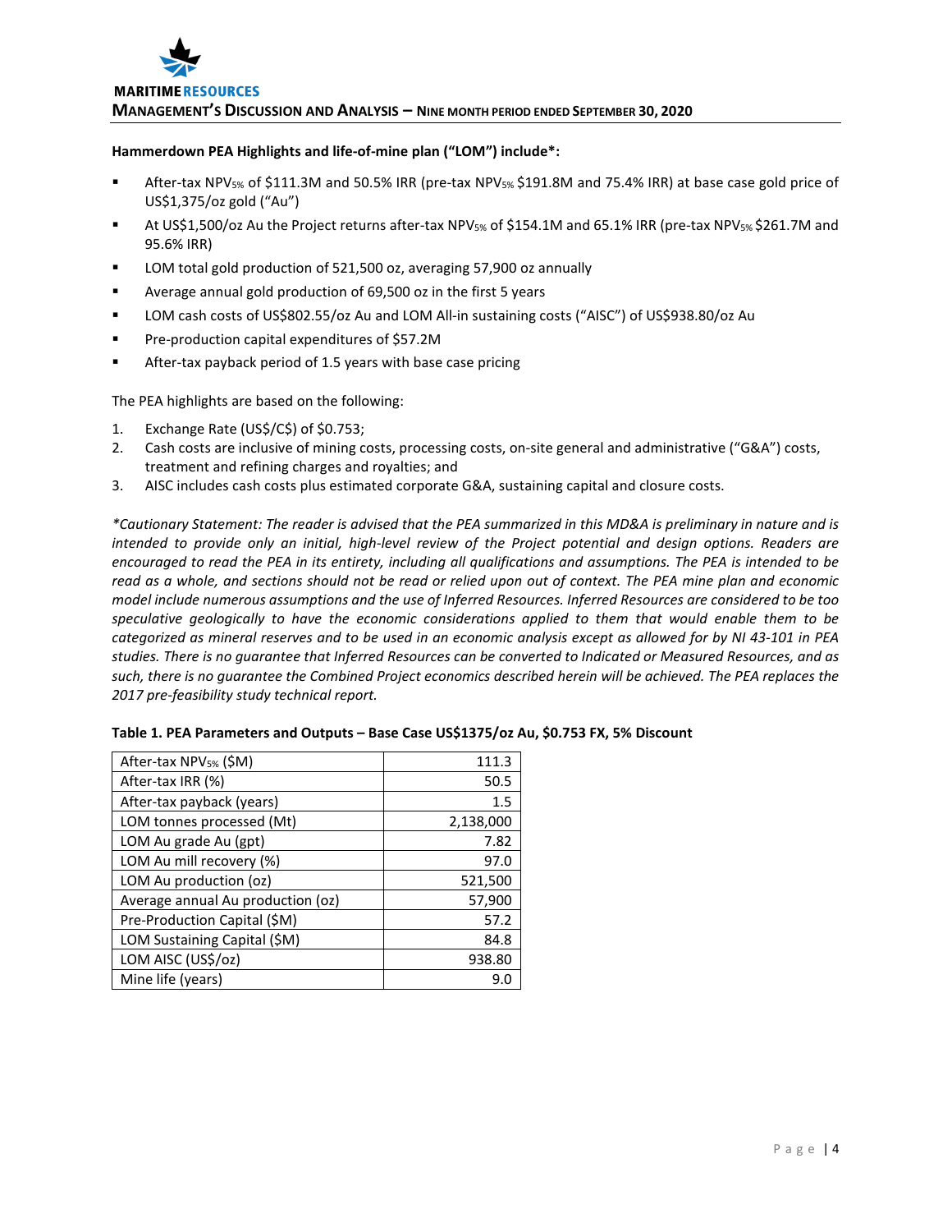**Hammerdown PEA Highlights and life-of-mine plan ("LOM") include*:**

- After-tax $NPV_{5\%}$ of \$111.3M and 50.5% IRR (pre-tax $NPV_{5\%}$ \$191.8M and 75.4% IRR) at base case gold price of US\$1,375/oz gold ("Au")
- At US\$1,500/oz Au the Project returns after-tax $NPV_{5\%}$ of \$154.1M and 65.1% IRR (pre-tax $NPV_{5\%}$ \$261.7M and 95.6% IRR)
- LOM total gold production of 521,500 oz, averaging 57,900 oz annually
- Average annual gold production of 69,500 oz in the first 5 years
- LOM cash costs of US\$802.55/oz Au and LOM All-in sustaining costs ("AISC") of US\$938.80/oz Au
- Pre-production capital expenditures of \$57.2M
- After-tax payback period of 1.5 years with base case pricing

The PEA highlights are based on the following:

1. Exchange Rate (US\$/C\$) of \$0.753;
2. Cash costs are inclusive of mining costs, processing costs, on-site general and administrative ("G&A") costs, treatment and refining charges and royalties; and
3. AISC includes cash costs plus estimated corporate G&A, sustaining capital and closure costs.

*\*Cautionary Statement: The reader is advised that the PEA summarized in this MD&A is preliminary in nature and is intended to provide only an initial, high-level review of the Project potential and design options. Readers are encouraged to read the PEA in its entirety, including all qualifications and assumptions. The PEA is intended to be read as a whole, and sections should not be read or relied upon out of context. The PEA mine plan and economic model include numerous assumptions and the use of Inferred Resources. Inferred Resources are considered to be too speculative geologically to have the economic considerations applied to them that would enable them to be categorized as mineral reserves and to be used in an economic analysis except as allowed for by NI 43-101 in PEA studies. There is no guarantee that Inferred Resources can be converted to Indicated or Measured Resources, and as such, there is no guarantee the Combined Project economics described herein will be achieved. The PEA replaces the 2017 pre-feasibility study technical report.*

**Table 1. PEA Parameters and Outputs – Base Case US\$1375/oz Au, \$0.753 FX, 5% Discount**

| Parameter | Value |
|---|---|
| After-tax $NPV_{5\%}$ (\$M) | 111.3 |
| After-tax IRR (%) | 50.5 |
| After-tax payback (years) | 1.5 |
| LOM tonnes processed (Mt) | 2,138,000 |
| LOM Au grade Au (gpt) | 7.82 |
| LOM Au mill recovery (%) | 97.0 |
| LOM Au production (oz) | 521,500 |
| Average annual Au production (oz) | 57,900 |
| Pre-Production Capital (\$M) | 57.2 |
| LOM Sustaining Capital (\$M) | 84.8 |
| LOM AISC (US\$/oz) | 938.80 |
| Mine life (years) | 9.0 |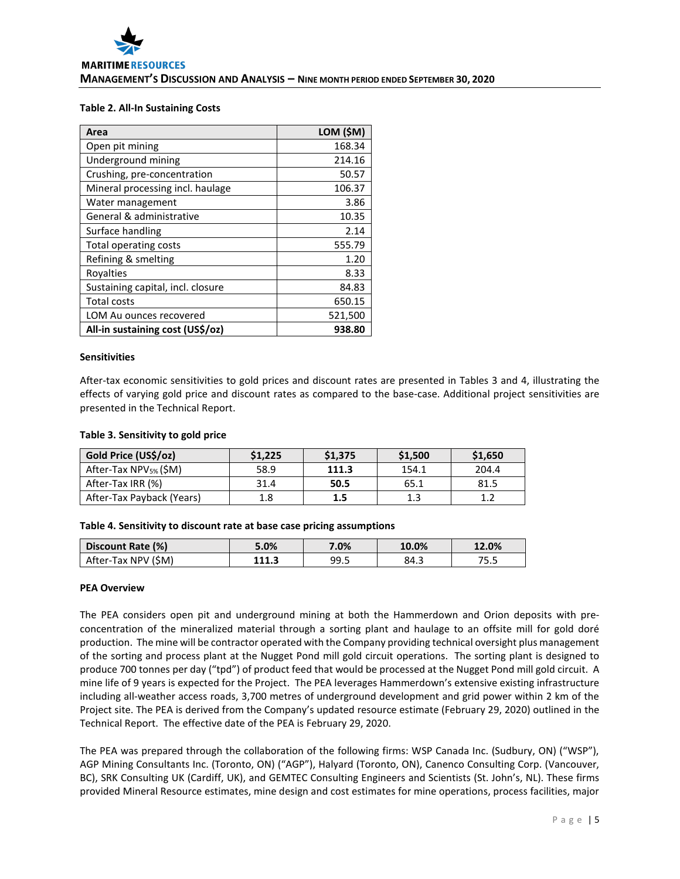**Table 2. All-In Sustaining Costs**

| Area | LOM ($M) |
|---|---|
| Open pit mining | 168.34 |
| Underground mining | 214.16 |
| Crushing, pre-concentration | 50.57 |
| Mineral processing incl. haulage | 106.37 |
| Water management | 3.86 |
| General & administrative | 10.35 |
| Surface handling | 2.14 |
| Total operating costs | 555.79 |
| Refining & smelting | 1.20 |
| Royalties | 8.33 |
| Sustaining capital, incl. closure | 84.83 |
| Total costs | 650.15 |
| LOM Au ounces recovered | 521,500 |
| **All-in sustaining cost (US$/oz)** | **938.80** |

**Sensitivities**

After-tax economic sensitivities to gold prices and discount rates are presented in Tables 3 and 4, illustrating the effects of varying gold price and discount rates as compared to the base-case. Additional project sensitivities are presented in the Technical Report.

**Table 3. Sensitivity to gold price**

| Gold Price (US$/oz) | $1,225 | $1,375 | $1,500 | $1,650 |
|---|---|---|---|---|
| After-Tax $NPV_{5\%}$ ($M) | 58.9 | **111.3** | 154.1 | 204.4 |
| After-Tax IRR (%) | 31.4 | **50.5** | 65.1 | 81.5 |
| After-Tax Payback (Years) | 1.8 | **1.5** | 1.3 | 1.2 |

**Table 4. Sensitivity to discount rate at base case pricing assumptions**

| Discount Rate (%) | 5.0% | 7.0% | 10.0% | 12.0% |
|---|---|---|---|---|
| After-Tax NPV ($M) | **111.3** | 99.5 | 84.3 | 75.5 |

**PEA Overview**

The PEA considers open pit and underground mining at both the Hammerdown and Orion deposits with pre-concentration of the mineralized material through a sorting plant and haulage to an offsite mill for gold doré production. The mine will be contractor operated with the Company providing technical oversight plus management of the sorting and process plant at the Nugget Pond mill gold circuit operations. The sorting plant is designed to produce 700 tonnes per day ("tpd") of product feed that would be processed at the Nugget Pond mill gold circuit. A mine life of 9 years is expected for the Project. The PEA leverages Hammerdown's extensive existing infrastructure including all-weather access roads, 3,700 metres of underground development and grid power within 2 km of the Project site. The PEA is derived from the Company's updated resource estimate (February 29, 2020) outlined in the Technical Report. The effective date of the PEA is February 29, 2020.

The PEA was prepared through the collaboration of the following firms: WSP Canada Inc. (Sudbury, ON) ("WSP"), AGP Mining Consultants Inc. (Toronto, ON) ("AGP"), Halyard (Toronto, ON), Canenco Consulting Corp. (Vancouver, BC), SRK Consulting UK (Cardiff, UK), and GEMTEC Consulting Engineers and Scientists (St. John's, NL). These firms provided Mineral Resource estimates, mine design and cost estimates for mine operations, process facilities, major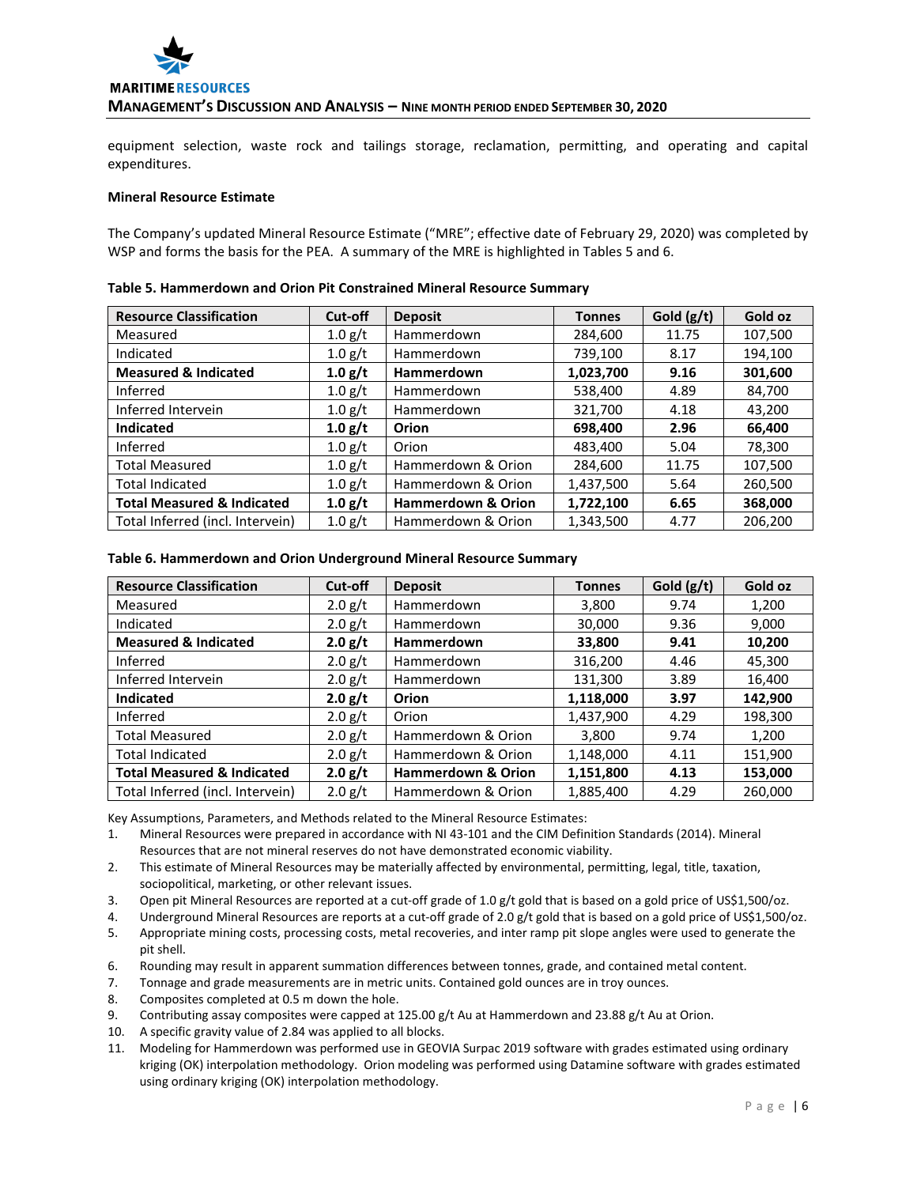equipment selection, waste rock and tailings storage, reclamation, permitting, and operating and capital expenditures.

**Mineral Resource Estimate**

The Company's updated Mineral Resource Estimate ("MRE"; effective date of February 29, 2020) was completed by WSP and forms the basis for the PEA. A summary of the MRE is highlighted in Tables 5 and 6.

**Table 5. Hammerdown and Orion Pit Constrained Mineral Resource Summary**

| Resource Classification | Cut-off | Deposit | Tonnes | Gold (g/t) | Gold oz |
|---|---|---|---|---|---|
| Measured | 1.0 g/t | Hammerdown | 284,600 | 11.75 | 107,500 |
| Indicated | 1.0 g/t | Hammerdown | 739,100 | 8.17 | 194,100 |
| **Measured & Indicated** | **1.0 g/t** | **Hammerdown** | **1,023,700** | **9.16** | **301,600** |
| Inferred | 1.0 g/t | Hammerdown | 538,400 | 4.89 | 84,700 |
| Inferred Intervein | 1.0 g/t | Hammerdown | 321,700 | 4.18 | 43,200 |
| **Indicated** | **1.0 g/t** | **Orion** | **698,400** | **2.96** | **66,400** |
| Inferred | 1.0 g/t | Orion | 483,400 | 5.04 | 78,300 |
| Total Measured | 1.0 g/t | Hammerdown & Orion | 284,600 | 11.75 | 107,500 |
| Total Indicated | 1.0 g/t | Hammerdown & Orion | 1,437,500 | 5.64 | 260,500 |
| **Total Measured & Indicated** | **1.0 g/t** | **Hammerdown & Orion** | **1,722,100** | **6.65** | **368,000** |
| Total Inferred (incl. Intervein) | 1.0 g/t | Hammerdown & Orion | 1,343,500 | 4.77 | 206,200 |

**Table 6. Hammerdown and Orion Underground Mineral Resource Summary**

| Resource Classification | Cut-off | Deposit | Tonnes | Gold (g/t) | Gold oz |
|---|---|---|---|---|---|
| Measured | 2.0 g/t | Hammerdown | 3,800 | 9.74 | 1,200 |
| Indicated | 2.0 g/t | Hammerdown | 30,000 | 9.36 | 9,000 |
| **Measured & Indicated** | **2.0 g/t** | **Hammerdown** | **33,800** | **9.41** | **10,200** |
| Inferred | 2.0 g/t | Hammerdown | 316,200 | 4.46 | 45,300 |
| Inferred Intervein | 2.0 g/t | Hammerdown | 131,300 | 3.89 | 16,400 |
| **Indicated** | **2.0 g/t** | **Orion** | **1,118,000** | **3.97** | **142,900** |
| Inferred | 2.0 g/t | Orion | 1,437,900 | 4.29 | 198,300 |
| Total Measured | 2.0 g/t | Hammerdown & Orion | 3,800 | 9.74 | 1,200 |
| Total Indicated | 2.0 g/t | Hammerdown & Orion | 1,148,000 | 4.11 | 151,900 |
| **Total Measured & Indicated** | **2.0 g/t** | **Hammerdown & Orion** | **1,151,800** | **4.13** | **153,000** |
| Total Inferred (incl. Intervein) | 2.0 g/t | Hammerdown & Orion | 1,885,400 | 4.29 | 260,000 |

Key Assumptions, Parameters, and Methods related to the Mineral Resource Estimates:

1. Mineral Resources were prepared in accordance with NI 43-101 and the CIM Definition Standards (2014). Mineral Resources that are not mineral reserves do not have demonstrated economic viability.
2. This estimate of Mineral Resources may be materially affected by environmental, permitting, legal, title, taxation, sociopolitical, marketing, or other relevant issues.
3. Open pit Mineral Resources are reported at a cut-off grade of 1.0 g/t gold that is based on a gold price of US$1,500/oz.
4. Underground Mineral Resources are reports at a cut-off grade of 2.0 g/t gold that is based on a gold price of US$1,500/oz.
5. Appropriate mining costs, processing costs, metal recoveries, and inter ramp pit slope angles were used to generate the pit shell.
6. Rounding may result in apparent summation differences between tonnes, grade, and contained metal content.
7. Tonnage and grade measurements are in metric units. Contained gold ounces are in troy ounces.
8. Composites completed at 0.5 m down the hole.
9. Contributing assay composites were capped at 125.00 g/t Au at Hammerdown and 23.88 g/t Au at Orion.
10. A specific gravity value of 2.84 was applied to all blocks.
11. Modeling for Hammerdown was performed use in GEOVIA Surpac 2019 software with grades estimated using ordinary kriging (OK) interpolation methodology. Orion modeling was performed using Datamine software with grades estimated using ordinary kriging (OK) interpolation methodology.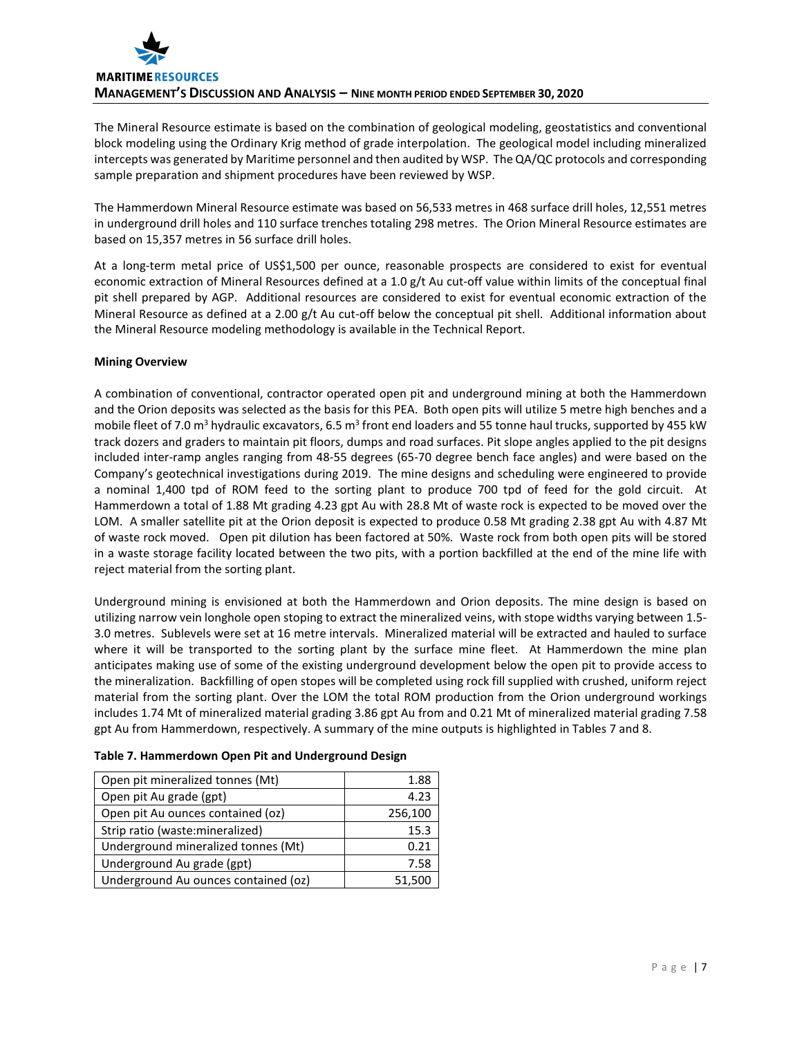The Mineral Resource estimate is based on the combination of geological modeling, geostatistics and conventional block modeling using the Ordinary Krig method of grade interpolation. The geological model including mineralized intercepts was generated by Maritime personnel and then audited by WSP. The QA/QC protocols and corresponding sample preparation and shipment procedures have been reviewed by WSP.

The Hammerdown Mineral Resource estimate was based on 56,533 metres in 468 surface drill holes, 12,551 metres in underground drill holes and 110 surface trenches totaling 298 metres. The Orion Mineral Resource estimates are based on 15,357 metres in 56 surface drill holes.

At a long-term metal price of US$1,500 per ounce, reasonable prospects are considered to exist for eventual economic extraction of Mineral Resources defined at a 1.0 g/t Au cut-off value within limits of the conceptual final pit shell prepared by AGP. Additional resources are considered to exist for eventual economic extraction of the Mineral Resource as defined at a 2.00 g/t Au cut-off below the conceptual pit shell. Additional information about the Mineral Resource modeling methodology is available in the Technical Report.

**Mining Overview**

A combination of conventional, contractor operated open pit and underground mining at both the Hammerdown and the Orion deposits was selected as the basis for this PEA. Both open pits will utilize 5 metre high benches and a mobile fleet of 7.0 m$^3$ hydraulic excavators, 6.5 m$^3$ front end loaders and 55 tonne haul trucks, supported by 455 kW track dozers and graders to maintain pit floors, dumps and road surfaces. Pit slope angles applied to the pit designs included inter-ramp angles ranging from 48-55 degrees (65-70 degree bench face angles) and were based on the Company's geotechnical investigations during 2019. The mine designs and scheduling were engineered to provide a nominal 1,400 tpd of ROM feed to the sorting plant to produce 700 tpd of feed for the gold circuit. At Hammerdown a total of 1.88 Mt grading 4.23 gpt Au with 28.8 Mt of waste rock is expected to be moved over the LOM. A smaller satellite pit at the Orion deposit is expected to produce 0.58 Mt grading 2.38 gpt Au with 4.87 Mt of waste rock moved. Open pit dilution has been factored at 50%. Waste rock from both open pits will be stored in a waste storage facility located between the two pits, with a portion backfilled at the end of the mine life with reject material from the sorting plant.

Underground mining is envisioned at both the Hammerdown and Orion deposits. The mine design is based on utilizing narrow vein longhole open stoping to extract the mineralized veins, with stope widths varying between 1.5-3.0 metres. Sublevels were set at 16 metre intervals. Mineralized material will be extracted and hauled to surface where it will be transported to the sorting plant by the surface mine fleet. At Hammerdown the mine plan anticipates making use of some of the existing underground development below the open pit to provide access to the mineralization. Backfilling of open stopes will be completed using rock fill supplied with crushed, uniform reject material from the sorting plant. Over the LOM the total ROM production from the Orion underground workings includes 1.74 Mt of mineralized material grading 3.86 gpt Au from and 0.21 Mt of mineralized material grading 7.58 gpt Au from Hammerdown, respectively. A summary of the mine outputs is highlighted in Tables 7 and 8.

**Table 7. Hammerdown Open Pit and Underground Design**

| | |
|---|---:|
| Open pit mineralized tonnes (Mt) | 1.88 |
| Open pit Au grade (gpt) | 4.23 |
| Open pit Au ounces contained (oz) | 256,100 |
| Strip ratio (waste:mineralized) | 15.3 |
| Underground mineralized tonnes (Mt) | 0.21 |
| Underground Au grade (gpt) | 7.58 |
| Underground Au ounces contained (oz) | 51,500 |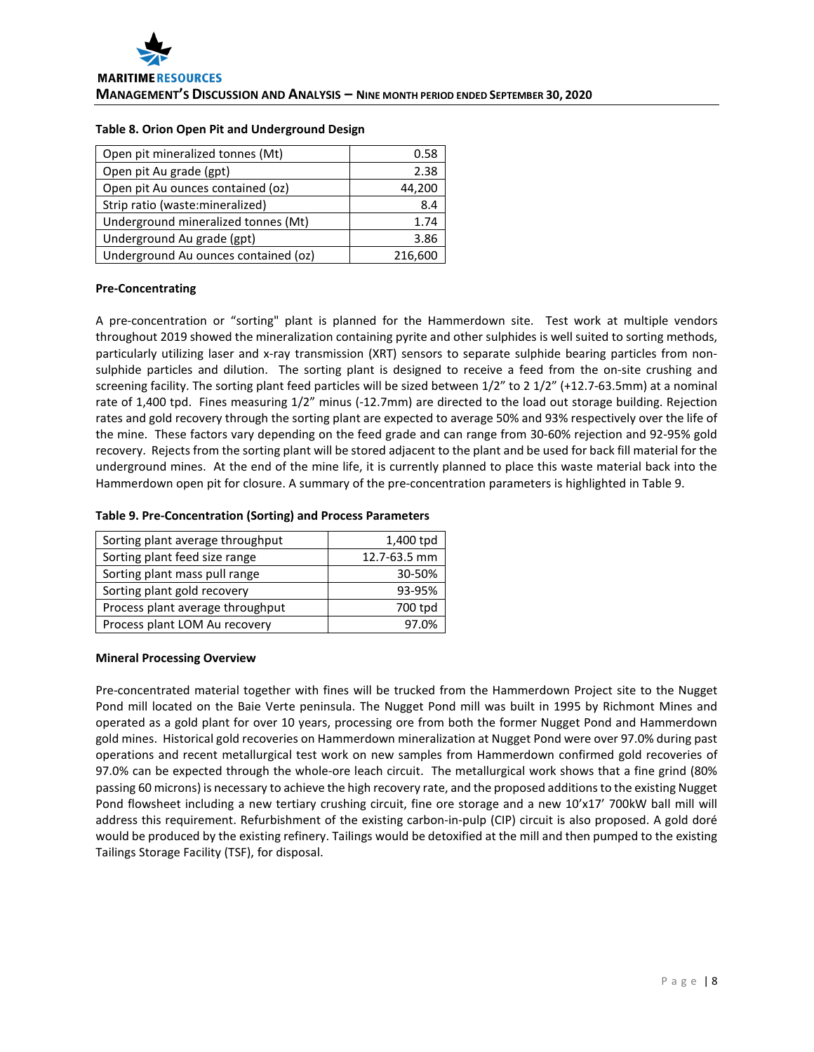**Table 8. Orion Open Pit and Underground Design**

| | |
|---|---|
| Open pit mineralized tonnes (Mt) | 0.58 |
| Open pit Au grade (gpt) | 2.38 |
| Open pit Au ounces contained (oz) | 44,200 |
| Strip ratio (waste:mineralized) | 8.4 |
| Underground mineralized tonnes (Mt) | 1.74 |
| Underground Au grade (gpt) | 3.86 |
| Underground Au ounces contained (oz) | 216,600 |

**Pre-Concentrating**

A pre-concentration or "sorting" plant is planned for the Hammerdown site. Test work at multiple vendors throughout 2019 showed the mineralization containing pyrite and other sulphides is well suited to sorting methods, particularly utilizing laser and x-ray transmission (XRT) sensors to separate sulphide bearing particles from non-sulphide particles and dilution. The sorting plant is designed to receive a feed from the on-site crushing and screening facility. The sorting plant feed particles will be sized between 1/2" to 2 1/2" (+12.7-63.5mm) at a nominal rate of 1,400 tpd. Fines measuring 1/2" minus (-12.7mm) are directed to the load out storage building. Rejection rates and gold recovery through the sorting plant are expected to average 50% and 93% respectively over the life of the mine. These factors vary depending on the feed grade and can range from 30-60% rejection and 92-95% gold recovery. Rejects from the sorting plant will be stored adjacent to the plant and be used for back fill material for the underground mines. At the end of the mine life, it is currently planned to place this waste material back into the Hammerdown open pit for closure. A summary of the pre-concentration parameters is highlighted in Table 9.

**Table 9. Pre-Concentration (Sorting) and Process Parameters**

| | |
|---|---|
| Sorting plant average throughput | 1,400 tpd |
| Sorting plant feed size range | 12.7-63.5 mm |
| Sorting plant mass pull range | 30-50% |
| Sorting plant gold recovery | 93-95% |
| Process plant average throughput | 700 tpd |
| Process plant LOM Au recovery | 97.0% |

**Mineral Processing Overview**

Pre-concentrated material together with fines will be trucked from the Hammerdown Project site to the Nugget Pond mill located on the Baie Verte peninsula. The Nugget Pond mill was built in 1995 by Richmont Mines and operated as a gold plant for over 10 years, processing ore from both the former Nugget Pond and Hammerdown gold mines. Historical gold recoveries on Hammerdown mineralization at Nugget Pond were over 97.0% during past operations and recent metallurgical test work on new samples from Hammerdown confirmed gold recoveries of 97.0% can be expected through the whole-ore leach circuit. The metallurgical work shows that a fine grind (80% passing 60 microns) is necessary to achieve the high recovery rate, and the proposed additions to the existing Nugget Pond flowsheet including a new tertiary crushing circuit, fine ore storage and a new 10'x17' 700kW ball mill will address this requirement. Refurbishment of the existing carbon-in-pulp (CIP) circuit is also proposed. A gold doré would be produced by the existing refinery. Tailings would be detoxified at the mill and then pumped to the existing Tailings Storage Facility (TSF), for disposal.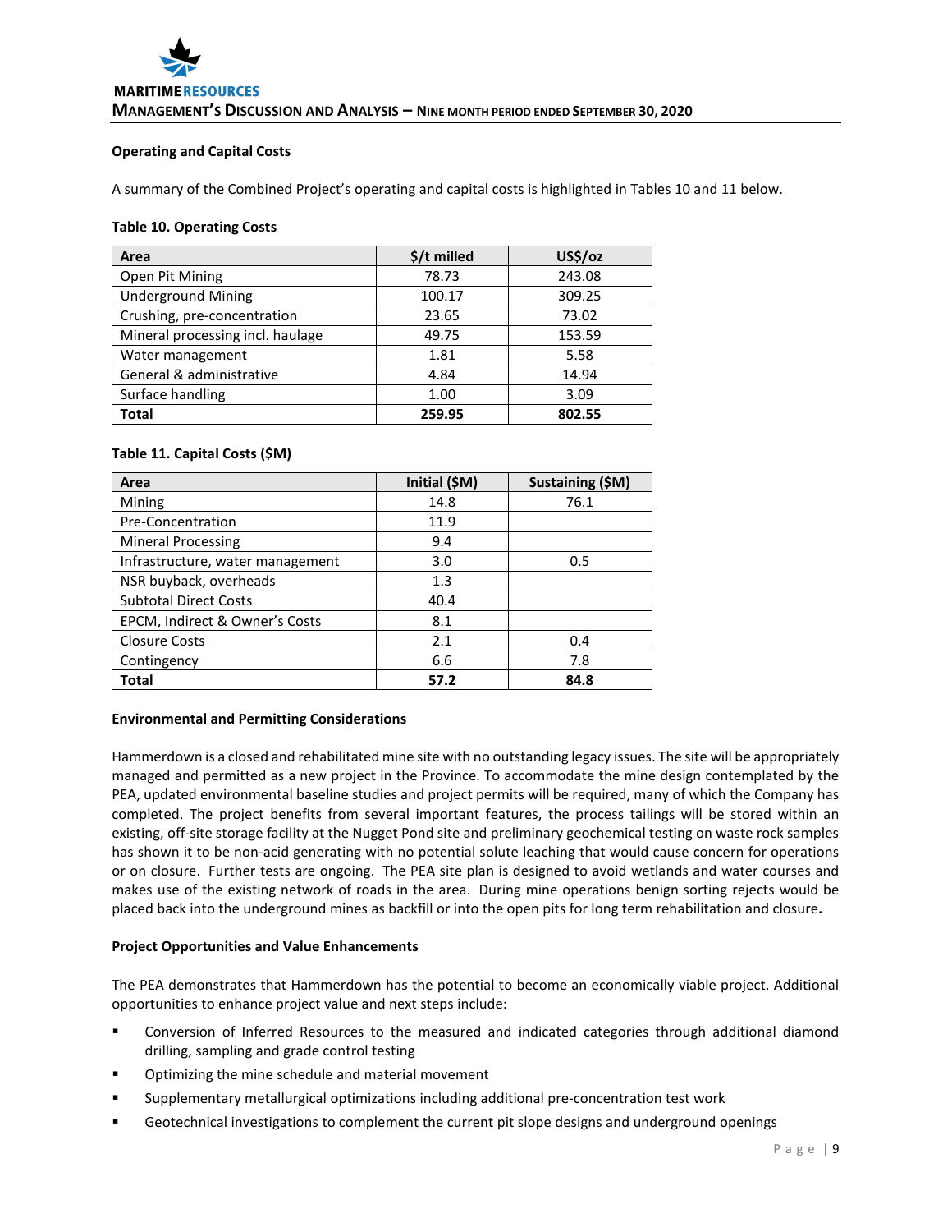### Operating and Capital Costs

A summary of the Combined Project's operating and capital costs is highlighted in Tables 10 and 11 below.

**Table 10. Operating Costs**

| Area | $/t milled | US$/oz |
|---|---|---|
| Open Pit Mining | 78.73 | 243.08 |
| Underground Mining | 100.17 | 309.25 |
| Crushing, pre-concentration | 23.65 | 73.02 |
| Mineral processing incl. haulage | 49.75 | 153.59 |
| Water management | 1.81 | 5.58 |
| General & administrative | 4.84 | 14.94 |
| Surface handling | 1.00 | 3.09 |
| **Total** | **259.95** | **802.55** |

**Table 11. Capital Costs ($M)**

| Area | Initial ($M) | Sustaining ($M) |
|---|---|---|
| Mining | 14.8 | 76.1 |
| Pre-Concentration | 11.9 | |
| Mineral Processing | 9.4 | |
| Infrastructure, water management | 3.0 | 0.5 |
| NSR buyback, overheads | 1.3 | |
| Subtotal Direct Costs | 40.4 | |
| EPCM, Indirect & Owner's Costs | 8.1 | |
| Closure Costs | 2.1 | 0.4 |
| Contingency | 6.6 | 7.8 |
| **Total** | **57.2** | **84.8** |

### Environmental and Permitting Considerations

Hammerdown is a closed and rehabilitated mine site with no outstanding legacy issues. The site will be appropriately managed and permitted as a new project in the Province. To accommodate the mine design contemplated by the PEA, updated environmental baseline studies and project permits will be required, many of which the Company has completed. The project benefits from several important features, the process tailings will be stored within an existing, off-site storage facility at the Nugget Pond site and preliminary geochemical testing on waste rock samples has shown it to be non-acid generating with no potential solute leaching that would cause concern for operations or on closure. Further tests are ongoing. The PEA site plan is designed to avoid wetlands and water courses and makes use of the existing network of roads in the area. During mine operations benign sorting rejects would be placed back into the underground mines as backfill or into the open pits for long term rehabilitation and closure**.**

### Project Opportunities and Value Enhancements

The PEA demonstrates that Hammerdown has the potential to become an economically viable project. Additional opportunities to enhance project value and next steps include:

- Conversion of Inferred Resources to the measured and indicated categories through additional diamond drilling, sampling and grade control testing
- Optimizing the mine schedule and material movement
- Supplementary metallurgical optimizations including additional pre-concentration test work
- Geotechnical investigations to complement the current pit slope designs and underground openings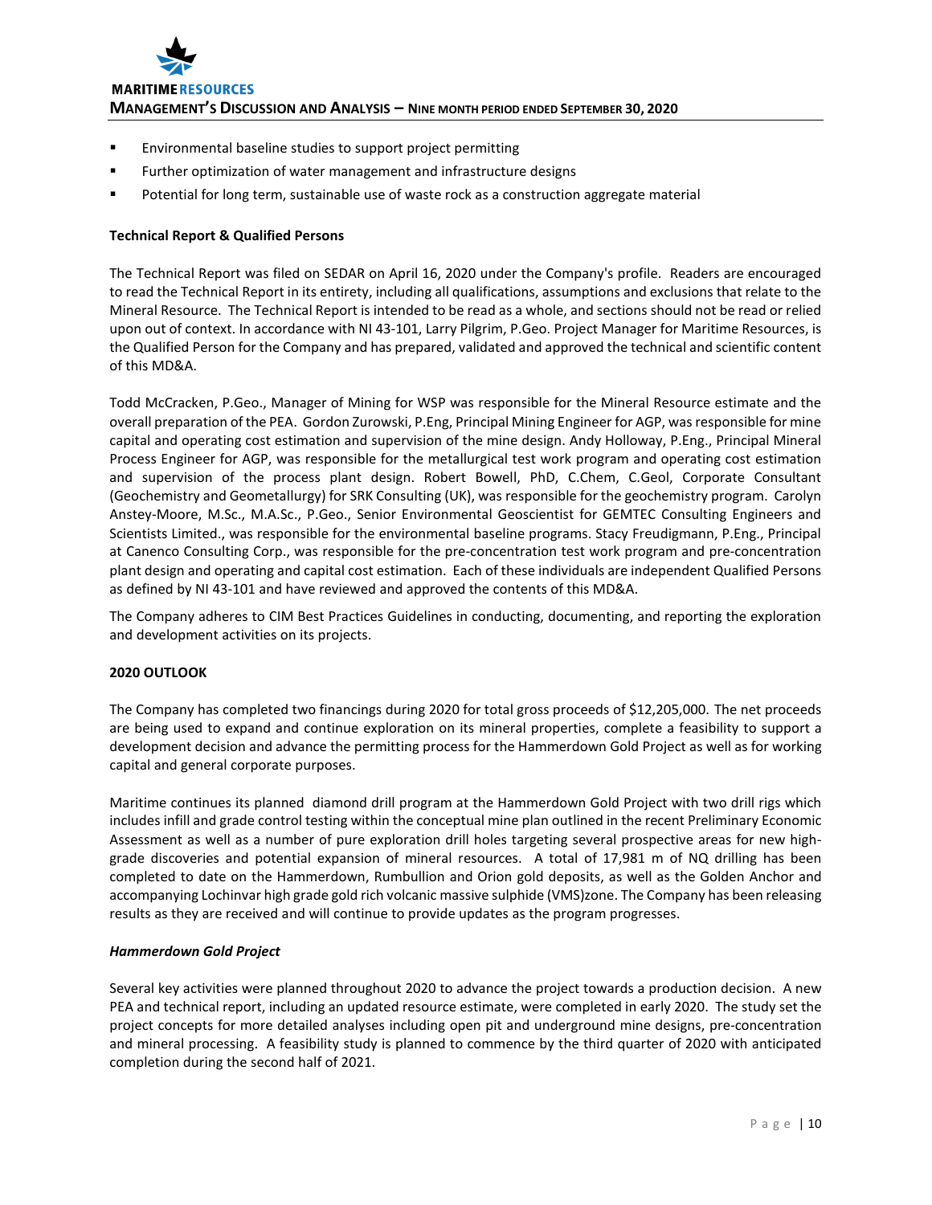- Environmental baseline studies to support project permitting
- Further optimization of water management and infrastructure designs
- Potential for long term, sustainable use of waste rock as a construction aggregate material

**Technical Report & Qualified Persons**

The Technical Report was filed on SEDAR on April 16, 2020 under the Company's profile. Readers are encouraged to read the Technical Report in its entirety, including all qualifications, assumptions and exclusions that relate to the Mineral Resource. The Technical Report is intended to be read as a whole, and sections should not be read or relied upon out of context. In accordance with NI 43-101, Larry Pilgrim, P.Geo. Project Manager for Maritime Resources, is the Qualified Person for the Company and has prepared, validated and approved the technical and scientific content of this MD&A.

Todd McCracken, P.Geo., Manager of Mining for WSP was responsible for the Mineral Resource estimate and the overall preparation of the PEA. Gordon Zurowski, P.Eng, Principal Mining Engineer for AGP, was responsible for mine capital and operating cost estimation and supervision of the mine design. Andy Holloway, P.Eng., Principal Mineral Process Engineer for AGP, was responsible for the metallurgical test work program and operating cost estimation and supervision of the process plant design. Robert Bowell, PhD, C.Chem, C.Geol, Corporate Consultant (Geochemistry and Geometallurgy) for SRK Consulting (UK), was responsible for the geochemistry program. Carolyn Anstey-Moore, M.Sc., M.A.Sc., P.Geo., Senior Environmental Geoscientist for GEMTEC Consulting Engineers and Scientists Limited., was responsible for the environmental baseline programs. Stacy Freudigmann, P.Eng., Principal at Canenco Consulting Corp., was responsible for the pre-concentration test work program and pre-concentration plant design and operating and capital cost estimation. Each of these individuals are independent Qualified Persons as defined by NI 43-101 and have reviewed and approved the contents of this MD&A.

The Company adheres to CIM Best Practices Guidelines in conducting, documenting, and reporting the exploration and development activities on its projects.

**2020 OUTLOOK**

The Company has completed two financings during 2020 for total gross proceeds of $12,205,000. The net proceeds are being used to expand and continue exploration on its mineral properties, complete a feasibility to support a development decision and advance the permitting process for the Hammerdown Gold Project as well as for working capital and general corporate purposes.

Maritime continues its planned diamond drill program at the Hammerdown Gold Project with two drill rigs which includes infill and grade control testing within the conceptual mine plan outlined in the recent Preliminary Economic Assessment as well as a number of pure exploration drill holes targeting several prospective areas for new high-grade discoveries and potential expansion of mineral resources. A total of 17,981 m of NQ drilling has been completed to date on the Hammerdown, Rumbullion and Orion gold deposits, as well as the Golden Anchor and accompanying Lochinvar high grade gold rich volcanic massive sulphide (VMS)zone. The Company has been releasing results as they are received and will continue to provide updates as the program progresses.

***Hammerdown Gold Project***

Several key activities were planned throughout 2020 to advance the project towards a production decision. A new PEA and technical report, including an updated resource estimate, were completed in early 2020. The study set the project concepts for more detailed analyses including open pit and underground mine designs, pre-concentration and mineral processing. A feasibility study is planned to commence by the third quarter of 2020 with anticipated completion during the second half of 2021.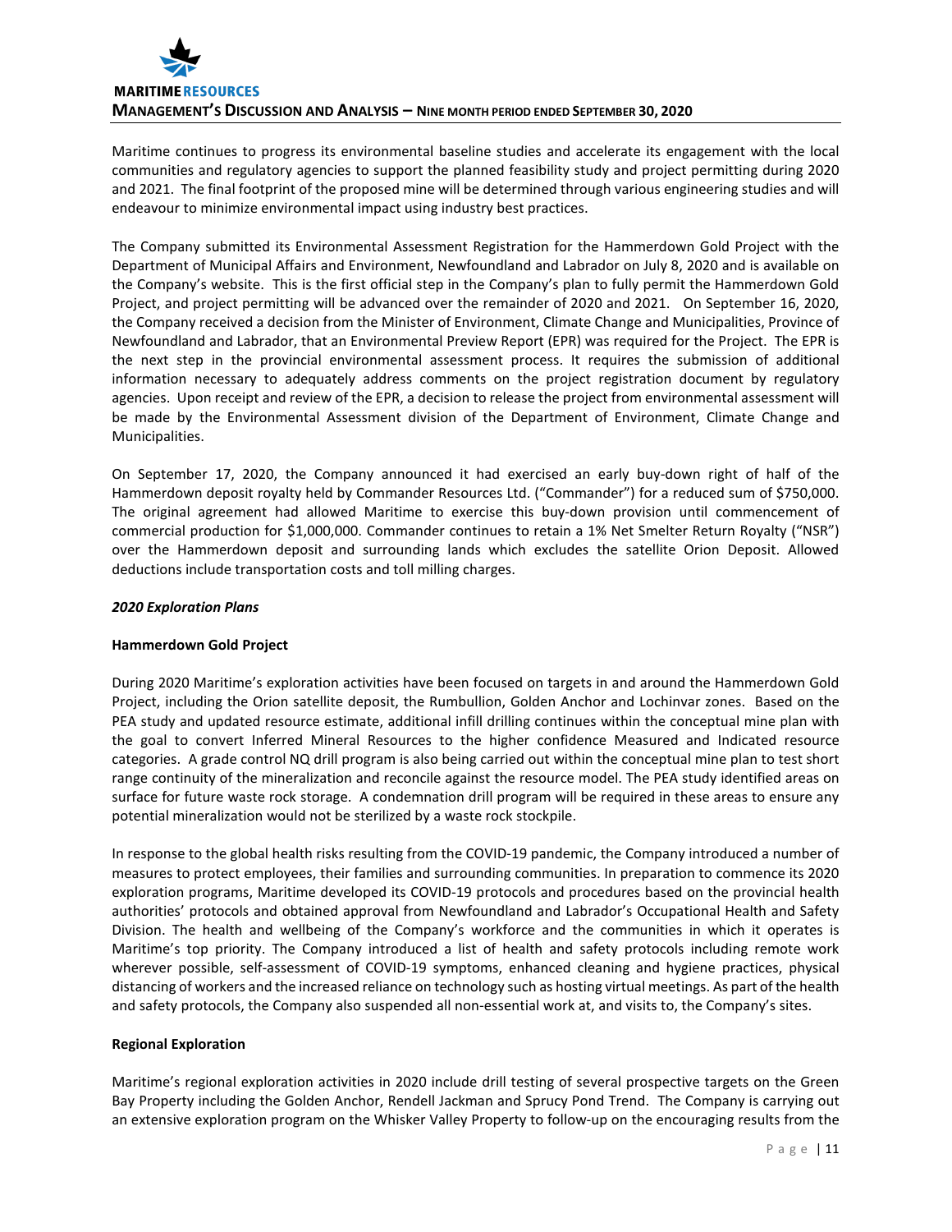Maritime continues to progress its environmental baseline studies and accelerate its engagement with the local communities and regulatory agencies to support the planned feasibility study and project permitting during 2020 and 2021. The final footprint of the proposed mine will be determined through various engineering studies and will endeavour to minimize environmental impact using industry best practices.

The Company submitted its Environmental Assessment Registration for the Hammerdown Gold Project with the Department of Municipal Affairs and Environment, Newfoundland and Labrador on July 8, 2020 and is available on the Company's website. This is the first official step in the Company's plan to fully permit the Hammerdown Gold Project, and project permitting will be advanced over the remainder of 2020 and 2021. On September 16, 2020, the Company received a decision from the Minister of Environment, Climate Change and Municipalities, Province of Newfoundland and Labrador, that an Environmental Preview Report (EPR) was required for the Project. The EPR is the next step in the provincial environmental assessment process. It requires the submission of additional information necessary to adequately address comments on the project registration document by regulatory agencies. Upon receipt and review of the EPR, a decision to release the project from environmental assessment will be made by the Environmental Assessment division of the Department of Environment, Climate Change and Municipalities.

On September 17, 2020, the Company announced it had exercised an early buy-down right of half of the Hammerdown deposit royalty held by Commander Resources Ltd. ("Commander") for a reduced sum of $750,000. The original agreement had allowed Maritime to exercise this buy-down provision until commencement of commercial production for $1,000,000. Commander continues to retain a 1% Net Smelter Return Royalty ("NSR") over the Hammerdown deposit and surrounding lands which excludes the satellite Orion Deposit. Allowed deductions include transportation costs and toll milling charges.

***2020 Exploration Plans***

**Hammerdown Gold Project**

During 2020 Maritime's exploration activities have been focused on targets in and around the Hammerdown Gold Project, including the Orion satellite deposit, the Rumbullion, Golden Anchor and Lochinvar zones. Based on the PEA study and updated resource estimate, additional infill drilling continues within the conceptual mine plan with the goal to convert Inferred Mineral Resources to the higher confidence Measured and Indicated resource categories. A grade control NQ drill program is also being carried out within the conceptual mine plan to test short range continuity of the mineralization and reconcile against the resource model. The PEA study identified areas on surface for future waste rock storage. A condemnation drill program will be required in these areas to ensure any potential mineralization would not be sterilized by a waste rock stockpile.

In response to the global health risks resulting from the COVID-19 pandemic, the Company introduced a number of measures to protect employees, their families and surrounding communities. In preparation to commence its 2020 exploration programs, Maritime developed its COVID-19 protocols and procedures based on the provincial health authorities' protocols and obtained approval from Newfoundland and Labrador's Occupational Health and Safety Division. The health and wellbeing of the Company's workforce and the communities in which it operates is Maritime's top priority. The Company introduced a list of health and safety protocols including remote work wherever possible, self-assessment of COVID-19 symptoms, enhanced cleaning and hygiene practices, physical distancing of workers and the increased reliance on technology such as hosting virtual meetings. As part of the health and safety protocols, the Company also suspended all non-essential work at, and visits to, the Company's sites.

**Regional Exploration**

Maritime's regional exploration activities in 2020 include drill testing of several prospective targets on the Green Bay Property including the Golden Anchor, Rendell Jackman and Sprucy Pond Trend. The Company is carrying out an extensive exploration program on the Whisker Valley Property to follow-up on the encouraging results from the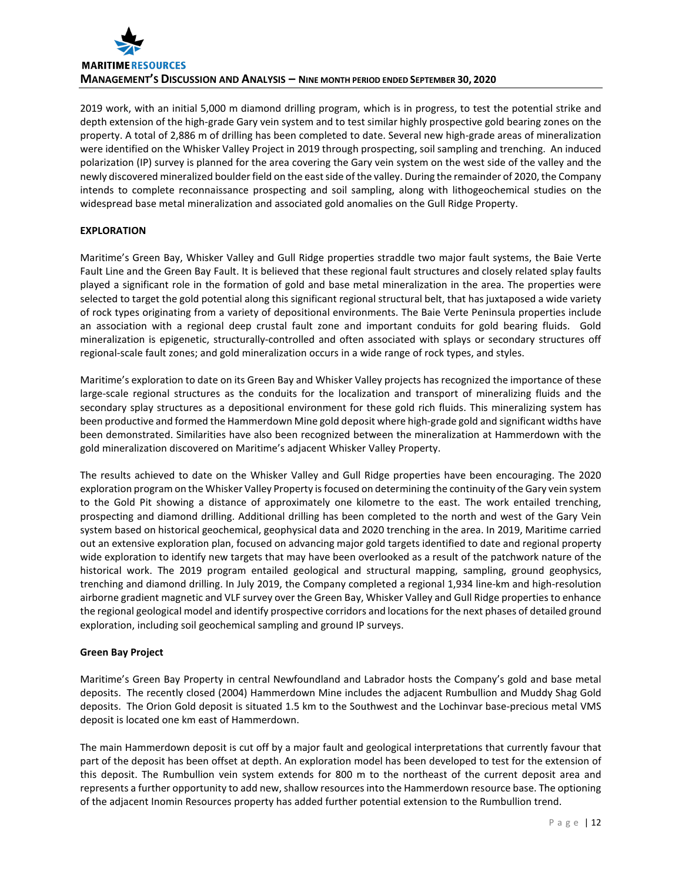2019 work, with an initial 5,000 m diamond drilling program, which is in progress, to test the potential strike and depth extension of the high-grade Gary vein system and to test similar highly prospective gold bearing zones on the property. A total of 2,886 m of drilling has been completed to date. Several new high-grade areas of mineralization were identified on the Whisker Valley Project in 2019 through prospecting, soil sampling and trenching. An induced polarization (IP) survey is planned for the area covering the Gary vein system on the west side of the valley and the newly discovered mineralized boulder field on the east side of the valley. During the remainder of 2020, the Company intends to complete reconnaissance prospecting and soil sampling, along with lithogeochemical studies on the widespread base metal mineralization and associated gold anomalies on the Gull Ridge Property.

**EXPLORATION**

Maritime's Green Bay, Whisker Valley and Gull Ridge properties straddle two major fault systems, the Baie Verte Fault Line and the Green Bay Fault. It is believed that these regional fault structures and closely related splay faults played a significant role in the formation of gold and base metal mineralization in the area. The properties were selected to target the gold potential along this significant regional structural belt, that has juxtaposed a wide variety of rock types originating from a variety of depositional environments. The Baie Verte Peninsula properties include an association with a regional deep crustal fault zone and important conduits for gold bearing fluids. Gold mineralization is epigenetic, structurally-controlled and often associated with splays or secondary structures off regional-scale fault zones; and gold mineralization occurs in a wide range of rock types, and styles.

Maritime's exploration to date on its Green Bay and Whisker Valley projects has recognized the importance of these large-scale regional structures as the conduits for the localization and transport of mineralizing fluids and the secondary splay structures as a depositional environment for these gold rich fluids. This mineralizing system has been productive and formed the Hammerdown Mine gold deposit where high-grade gold and significant widths have been demonstrated. Similarities have also been recognized between the mineralization at Hammerdown with the gold mineralization discovered on Maritime's adjacent Whisker Valley Property.

The results achieved to date on the Whisker Valley and Gull Ridge properties have been encouraging. The 2020 exploration program on the Whisker Valley Property is focused on determining the continuity of the Gary vein system to the Gold Pit showing a distance of approximately one kilometre to the east. The work entailed trenching, prospecting and diamond drilling. Additional drilling has been completed to the north and west of the Gary Vein system based on historical geochemical, geophysical data and 2020 trenching in the area. In 2019, Maritime carried out an extensive exploration plan, focused on advancing major gold targets identified to date and regional property wide exploration to identify new targets that may have been overlooked as a result of the patchwork nature of the historical work. The 2019 program entailed geological and structural mapping, sampling, ground geophysics, trenching and diamond drilling. In July 2019, the Company completed a regional 1,934 line-km and high-resolution airborne gradient magnetic and VLF survey over the Green Bay, Whisker Valley and Gull Ridge properties to enhance the regional geological model and identify prospective corridors and locations for the next phases of detailed ground exploration, including soil geochemical sampling and ground IP surveys.

**Green Bay Project**

Maritime's Green Bay Property in central Newfoundland and Labrador hosts the Company's gold and base metal deposits. The recently closed (2004) Hammerdown Mine includes the adjacent Rumbullion and Muddy Shag Gold deposits. The Orion Gold deposit is situated 1.5 km to the Southwest and the Lochinvar base-precious metal VMS deposit is located one km east of Hammerdown.

The main Hammerdown deposit is cut off by a major fault and geological interpretations that currently favour that part of the deposit has been offset at depth. An exploration model has been developed to test for the extension of this deposit. The Rumbullion vein system extends for 800 m to the northeast of the current deposit area and represents a further opportunity to add new, shallow resources into the Hammerdown resource base. The optioning of the adjacent Inomin Resources property has added further potential extension to the Rumbullion trend.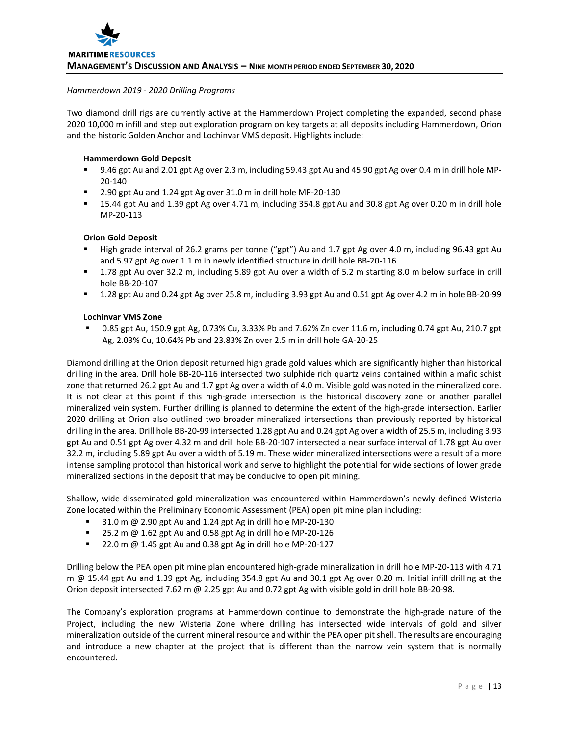*Hammerdown 2019 - 2020 Drilling Programs*

Two diamond drill rigs are currently active at the Hammerdown Project completing the expanded, second phase 2020 10,000 m infill and step out exploration program on key targets at all deposits including Hammerdown, Orion and the historic Golden Anchor and Lochinvar VMS deposit. Highlights include:

**Hammerdown Gold Deposit**

- 9.46 gpt Au and 2.01 gpt Ag over 2.3 m, including 59.43 gpt Au and 45.90 gpt Ag over 0.4 m in drill hole MP-20-140
- 2.90 gpt Au and 1.24 gpt Ag over 31.0 m in drill hole MP-20-130
- 15.44 gpt Au and 1.39 gpt Ag over 4.71 m, including 354.8 gpt Au and 30.8 gpt Ag over 0.20 m in drill hole MP-20-113

**Orion Gold Deposit**

- High grade interval of 26.2 grams per tonne ("gpt") Au and 1.7 gpt Ag over 4.0 m, including 96.43 gpt Au and 5.97 gpt Ag over 1.1 m in newly identified structure in drill hole BB-20-116
- 1.78 gpt Au over 32.2 m, including 5.89 gpt Au over a width of 5.2 m starting 8.0 m below surface in drill hole BB-20-107
- 1.28 gpt Au and 0.24 gpt Ag over 25.8 m, including 3.93 gpt Au and 0.51 gpt Ag over 4.2 m in hole BB-20-99

**Lochinvar VMS Zone**

- 0.85 gpt Au, 150.9 gpt Ag, 0.73% Cu, 3.33% Pb and 7.62% Zn over 11.6 m, including 0.74 gpt Au, 210.7 gpt Ag, 2.03% Cu, 10.64% Pb and 23.83% Zn over 2.5 m in drill hole GA-20-25

Diamond drilling at the Orion deposit returned high grade gold values which are significantly higher than historical drilling in the area. Drill hole BB-20-116 intersected two sulphide rich quartz veins contained within a mafic schist zone that returned 26.2 gpt Au and 1.7 gpt Ag over a width of 4.0 m. Visible gold was noted in the mineralized core. It is not clear at this point if this high-grade intersection is the historical discovery zone or another parallel mineralized vein system. Further drilling is planned to determine the extent of the high-grade intersection. Earlier 2020 drilling at Orion also outlined two broader mineralized intersections than previously reported by historical drilling in the area. Drill hole BB-20-99 intersected 1.28 gpt Au and 0.24 gpt Ag over a width of 25.5 m, including 3.93 gpt Au and 0.51 gpt Ag over 4.32 m and drill hole BB-20-107 intersected a near surface interval of 1.78 gpt Au over 32.2 m, including 5.89 gpt Au over a width of 5.19 m. These wider mineralized intersections were a result of a more intense sampling protocol than historical work and serve to highlight the potential for wide sections of lower grade mineralized sections in the deposit that may be conducive to open pit mining.

Shallow, wide disseminated gold mineralization was encountered within Hammerdown's newly defined Wisteria Zone located within the Preliminary Economic Assessment (PEA) open pit mine plan including:

- 31.0 m @ 2.90 gpt Au and 1.24 gpt Ag in drill hole MP-20-130
- 25.2 m @ 1.62 gpt Au and 0.58 gpt Ag in drill hole MP-20-126
- 22.0 m @ 1.45 gpt Au and 0.38 gpt Ag in drill hole MP-20-127

Drilling below the PEA open pit mine plan encountered high-grade mineralization in drill hole MP-20-113 with 4.71 m @ 15.44 gpt Au and 1.39 gpt Ag, including 354.8 gpt Au and 30.1 gpt Ag over 0.20 m. Initial infill drilling at the Orion deposit intersected 7.62 m @ 2.25 gpt Au and 0.72 gpt Ag with visible gold in drill hole BB-20-98.

The Company's exploration programs at Hammerdown continue to demonstrate the high-grade nature of the Project, including the new Wisteria Zone where drilling has intersected wide intervals of gold and silver mineralization outside of the current mineral resource and within the PEA open pit shell. The results are encouraging and introduce a new chapter at the project that is different than the narrow vein system that is normally encountered.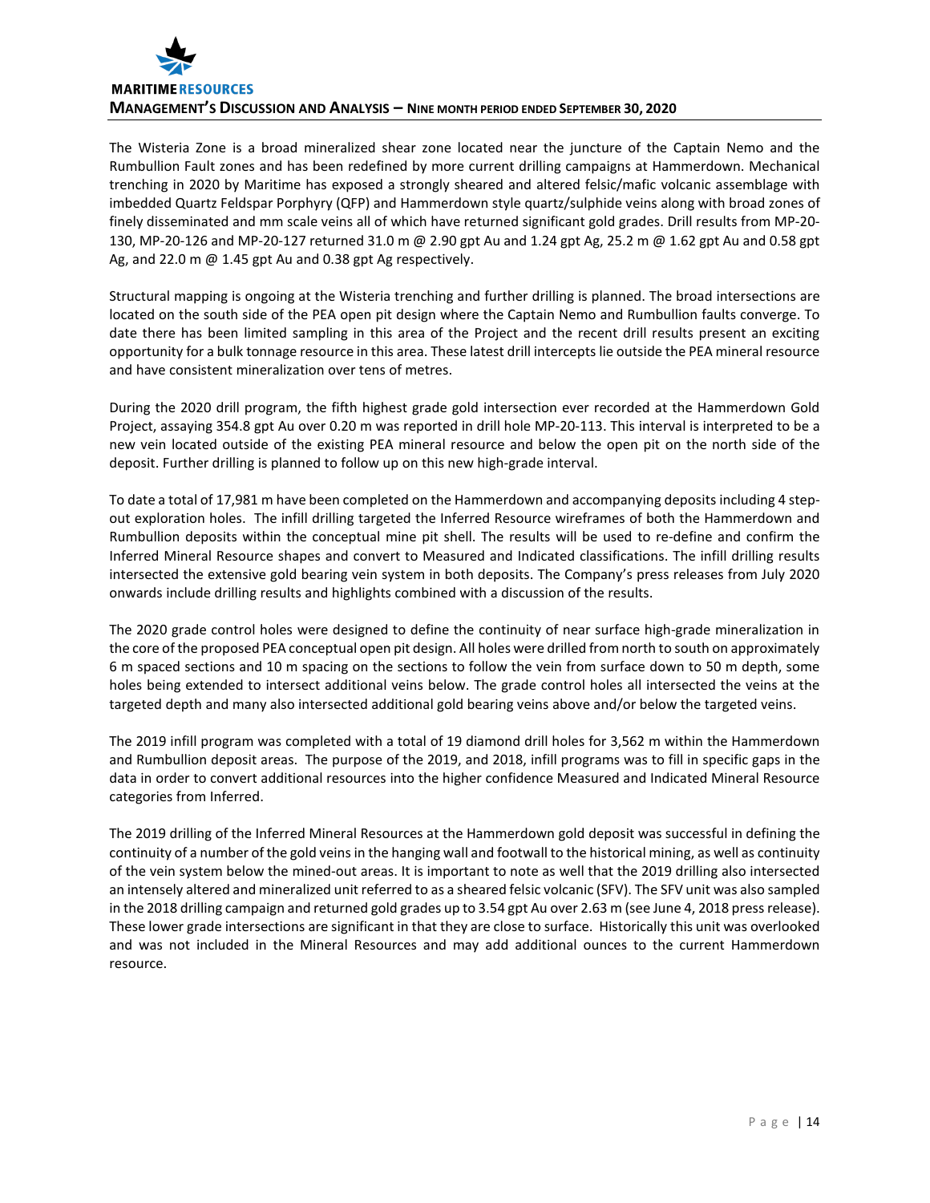The Wisteria Zone is a broad mineralized shear zone located near the juncture of the Captain Nemo and the Rumbullion Fault zones and has been redefined by more current drilling campaigns at Hammerdown. Mechanical trenching in 2020 by Maritime has exposed a strongly sheared and altered felsic/mafic volcanic assemblage with imbedded Quartz Feldspar Porphyry (QFP) and Hammerdown style quartz/sulphide veins along with broad zones of finely disseminated and mm scale veins all of which have returned significant gold grades. Drill results from MP-20-130, MP-20-126 and MP-20-127 returned 31.0 m @ 2.90 gpt Au and 1.24 gpt Ag, 25.2 m @ 1.62 gpt Au and 0.58 gpt Ag, and 22.0 m @ 1.45 gpt Au and 0.38 gpt Ag respectively.

Structural mapping is ongoing at the Wisteria trenching and further drilling is planned. The broad intersections are located on the south side of the PEA open pit design where the Captain Nemo and Rumbullion faults converge. To date there has been limited sampling in this area of the Project and the recent drill results present an exciting opportunity for a bulk tonnage resource in this area. These latest drill intercepts lie outside the PEA mineral resource and have consistent mineralization over tens of metres.

During the 2020 drill program, the fifth highest grade gold intersection ever recorded at the Hammerdown Gold Project, assaying 354.8 gpt Au over 0.20 m was reported in drill hole MP-20-113. This interval is interpreted to be a new vein located outside of the existing PEA mineral resource and below the open pit on the north side of the deposit. Further drilling is planned to follow up on this new high-grade interval.

To date a total of 17,981 m have been completed on the Hammerdown and accompanying deposits including 4 step-out exploration holes. The infill drilling targeted the Inferred Resource wireframes of both the Hammerdown and Rumbullion deposits within the conceptual mine pit shell. The results will be used to re-define and confirm the Inferred Mineral Resource shapes and convert to Measured and Indicated classifications. The infill drilling results intersected the extensive gold bearing vein system in both deposits. The Company's press releases from July 2020 onwards include drilling results and highlights combined with a discussion of the results.

The 2020 grade control holes were designed to define the continuity of near surface high-grade mineralization in the core of the proposed PEA conceptual open pit design. All holes were drilled from north to south on approximately 6 m spaced sections and 10 m spacing on the sections to follow the vein from surface down to 50 m depth, some holes being extended to intersect additional veins below. The grade control holes all intersected the veins at the targeted depth and many also intersected additional gold bearing veins above and/or below the targeted veins.

The 2019 infill program was completed with a total of 19 diamond drill holes for 3,562 m within the Hammerdown and Rumbullion deposit areas. The purpose of the 2019, and 2018, infill programs was to fill in specific gaps in the data in order to convert additional resources into the higher confidence Measured and Indicated Mineral Resource categories from Inferred.

The 2019 drilling of the Inferred Mineral Resources at the Hammerdown gold deposit was successful in defining the continuity of a number of the gold veins in the hanging wall and footwall to the historical mining, as well as continuity of the vein system below the mined-out areas. It is important to note as well that the 2019 drilling also intersected an intensely altered and mineralized unit referred to as a sheared felsic volcanic (SFV). The SFV unit was also sampled in the 2018 drilling campaign and returned gold grades up to 3.54 gpt Au over 2.63 m (see June 4, 2018 press release). These lower grade intersections are significant in that they are close to surface. Historically this unit was overlooked and was not included in the Mineral Resources and may add additional ounces to the current Hammerdown resource.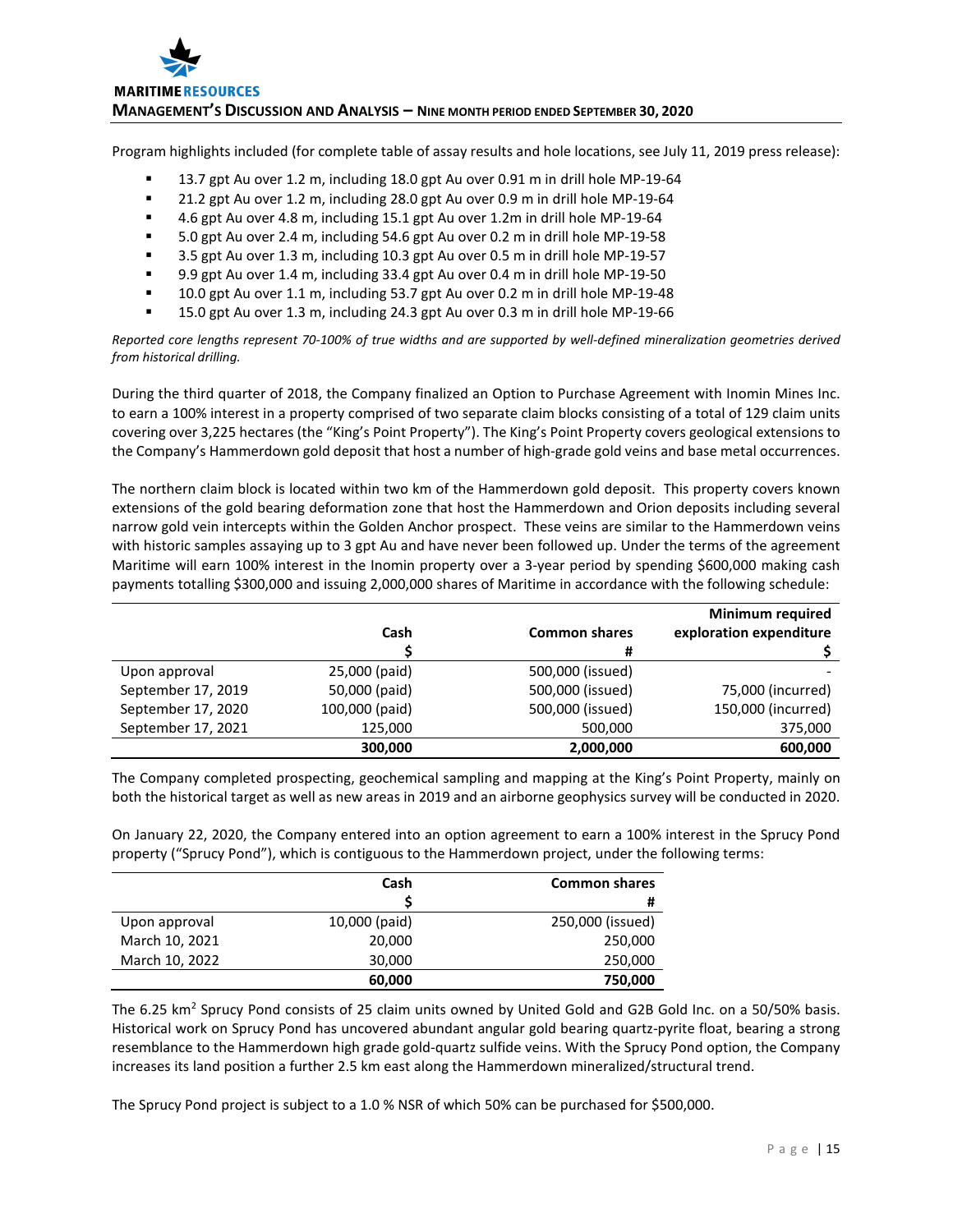Program highlights included (for complete table of assay results and hole locations, see July 11, 2019 press release):

- 13.7 gpt Au over 1.2 m, including 18.0 gpt Au over 0.91 m in drill hole MP-19-64
- 21.2 gpt Au over 1.2 m, including 28.0 gpt Au over 0.9 m in drill hole MP-19-64
- 4.6 gpt Au over 4.8 m, including 15.1 gpt Au over 1.2m in drill hole MP-19-64
- 5.0 gpt Au over 2.4 m, including 54.6 gpt Au over 0.2 m in drill hole MP-19-58
- 3.5 gpt Au over 1.3 m, including 10.3 gpt Au over 0.5 m in drill hole MP-19-57
- 9.9 gpt Au over 1.4 m, including 33.4 gpt Au over 0.4 m in drill hole MP-19-50
- 10.0 gpt Au over 1.1 m, including 53.7 gpt Au over 0.2 m in drill hole MP-19-48
- 15.0 gpt Au over 1.3 m, including 24.3 gpt Au over 0.3 m in drill hole MP-19-66

*Reported core lengths represent 70-100% of true widths and are supported by well-defined mineralization geometries derived from historical drilling.*

During the third quarter of 2018, the Company finalized an Option to Purchase Agreement with Inomin Mines Inc. to earn a 100% interest in a property comprised of two separate claim blocks consisting of a total of 129 claim units covering over 3,225 hectares (the "King's Point Property"). The King's Point Property covers geological extensions to the Company's Hammerdown gold deposit that host a number of high-grade gold veins and base metal occurrences.

The northern claim block is located within two km of the Hammerdown gold deposit. This property covers known extensions of the gold bearing deformation zone that host the Hammerdown and Orion deposits including several narrow gold vein intercepts within the Golden Anchor prospect. These veins are similar to the Hammerdown veins with historic samples assaying up to 3 gpt Au and have never been followed up. Under the terms of the agreement Maritime will earn 100% interest in the Inomin property over a 3-year period by spending $600,000 making cash payments totalling $300,000 and issuing 2,000,000 shares of Maritime in accordance with the following schedule:

| | Cash<br>$ | Common shares<br># | Minimum required exploration expenditure<br>$ |
|---|---|---|---|
| Upon approval | 25,000 (paid) | 500,000 (issued) | - |
| September 17, 2019 | 50,000 (paid) | 500,000 (issued) | 75,000 (incurred) |
| September 17, 2020 | 100,000 (paid) | 500,000 (issued) | 150,000 (incurred) |
| September 17, 2021 | 125,000 | 500,000 | 375,000 |
| | **300,000** | **2,000,000** | **600,000** |

The Company completed prospecting, geochemical sampling and mapping at the King's Point Property, mainly on both the historical target as well as new areas in 2019 and an airborne geophysics survey will be conducted in 2020.

On January 22, 2020, the Company entered into an option agreement to earn a 100% interest in the Sprucy Pond property ("Sprucy Pond"), which is contiguous to the Hammerdown project, under the following terms:

| | Cash<br>$ | Common shares<br># |
|---|---|---|
| Upon approval | 10,000 (paid) | 250,000 (issued) |
| March 10, 2021 | 20,000 | 250,000 |
| March 10, 2022 | 30,000 | 250,000 |
| | **60,000** | **750,000** |

The 6.25 $km^2$ Sprucy Pond consists of 25 claim units owned by United Gold and G2B Gold Inc. on a 50/50% basis. Historical work on Sprucy Pond has uncovered abundant angular gold bearing quartz-pyrite float, bearing a strong resemblance to the Hammerdown high grade gold-quartz sulfide veins. With the Sprucy Pond option, the Company increases its land position a further 2.5 km east along the Hammerdown mineralized/structural trend.

The Sprucy Pond project is subject to a 1.0 % NSR of which 50% can be purchased for $500,000.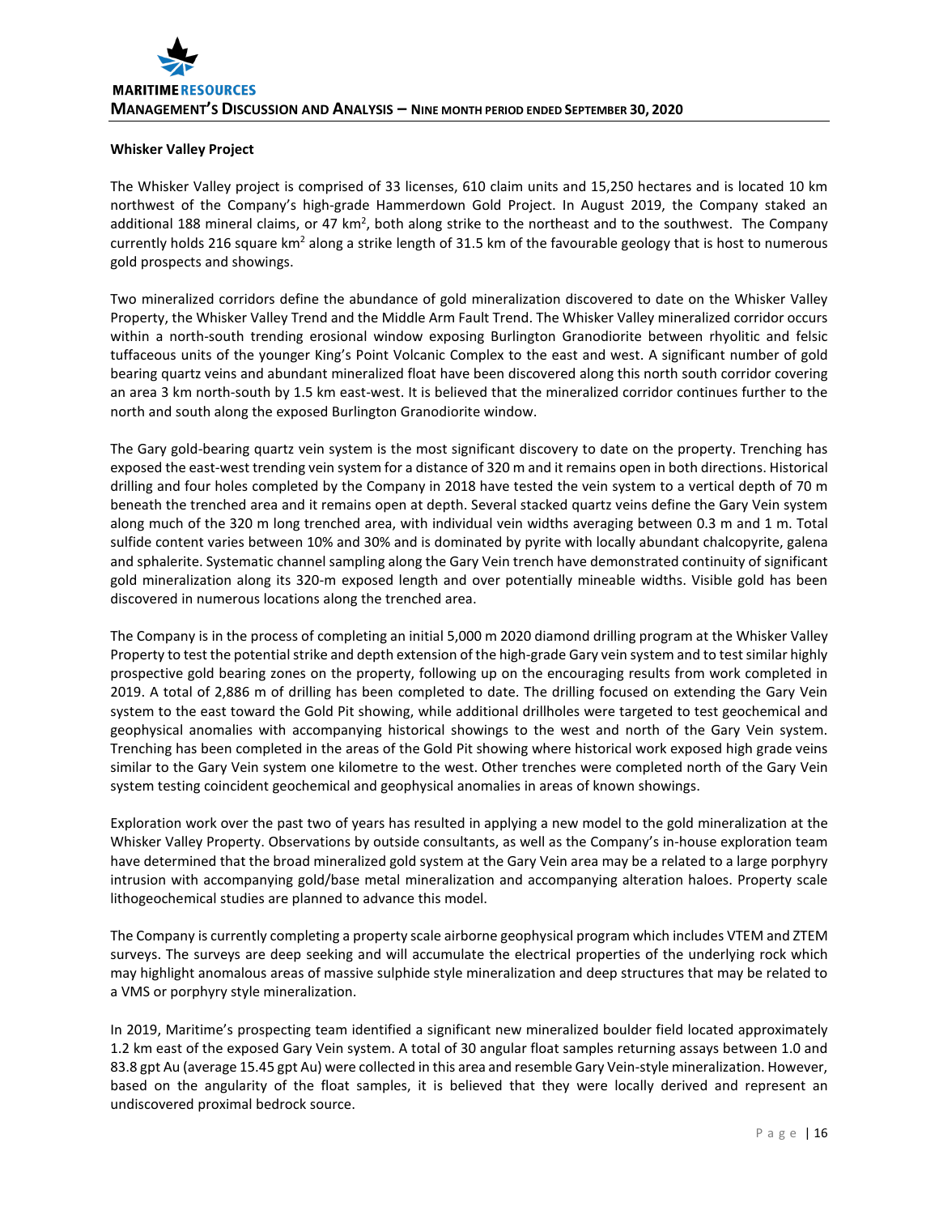**Whisker Valley Project**

The Whisker Valley project is comprised of 33 licenses, 610 claim units and 15,250 hectares and is located 10 km northwest of the Company's high-grade Hammerdown Gold Project. In August 2019, the Company staked an additional 188 mineral claims, or 47 $km^2$, both along strike to the northeast and to the southwest. The Company currently holds 216 square $km^2$ along a strike length of 31.5 km of the favourable geology that is host to numerous gold prospects and showings.

Two mineralized corridors define the abundance of gold mineralization discovered to date on the Whisker Valley Property, the Whisker Valley Trend and the Middle Arm Fault Trend. The Whisker Valley mineralized corridor occurs within a north-south trending erosional window exposing Burlington Granodiorite between rhyolitic and felsic tuffaceous units of the younger King's Point Volcanic Complex to the east and west. A significant number of gold bearing quartz veins and abundant mineralized float have been discovered along this north south corridor covering an area 3 km north-south by 1.5 km east-west. It is believed that the mineralized corridor continues further to the north and south along the exposed Burlington Granodiorite window.

The Gary gold-bearing quartz vein system is the most significant discovery to date on the property. Trenching has exposed the east-west trending vein system for a distance of 320 m and it remains open in both directions. Historical drilling and four holes completed by the Company in 2018 have tested the vein system to a vertical depth of 70 m beneath the trenched area and it remains open at depth. Several stacked quartz veins define the Gary Vein system along much of the 320 m long trenched area, with individual vein widths averaging between 0.3 m and 1 m. Total sulfide content varies between 10% and 30% and is dominated by pyrite with locally abundant chalcopyrite, galena and sphalerite. Systematic channel sampling along the Gary Vein trench have demonstrated continuity of significant gold mineralization along its 320-m exposed length and over potentially mineable widths. Visible gold has been discovered in numerous locations along the trenched area.

The Company is in the process of completing an initial 5,000 m 2020 diamond drilling program at the Whisker Valley Property to test the potential strike and depth extension of the high-grade Gary vein system and to test similar highly prospective gold bearing zones on the property, following up on the encouraging results from work completed in 2019. A total of 2,886 m of drilling has been completed to date. The drilling focused on extending the Gary Vein system to the east toward the Gold Pit showing, while additional drillholes were targeted to test geochemical and geophysical anomalies with accompanying historical showings to the west and north of the Gary Vein system. Trenching has been completed in the areas of the Gold Pit showing where historical work exposed high grade veins similar to the Gary Vein system one kilometre to the west. Other trenches were completed north of the Gary Vein system testing coincident geochemical and geophysical anomalies in areas of known showings.

Exploration work over the past two of years has resulted in applying a new model to the gold mineralization at the Whisker Valley Property. Observations by outside consultants, as well as the Company's in-house exploration team have determined that the broad mineralized gold system at the Gary Vein area may be a related to a large porphyry intrusion with accompanying gold/base metal mineralization and accompanying alteration haloes. Property scale lithogeochemical studies are planned to advance this model.

The Company is currently completing a property scale airborne geophysical program which includes VTEM and ZTEM surveys. The surveys are deep seeking and will accumulate the electrical properties of the underlying rock which may highlight anomalous areas of massive sulphide style mineralization and deep structures that may be related to a VMS or porphyry style mineralization.

In 2019, Maritime's prospecting team identified a significant new mineralized boulder field located approximately 1.2 km east of the exposed Gary Vein system. A total of 30 angular float samples returning assays between 1.0 and 83.8 gpt Au (average 15.45 gpt Au) were collected in this area and resemble Gary Vein-style mineralization. However, based on the angularity of the float samples, it is believed that they were locally derived and represent an undiscovered proximal bedrock source.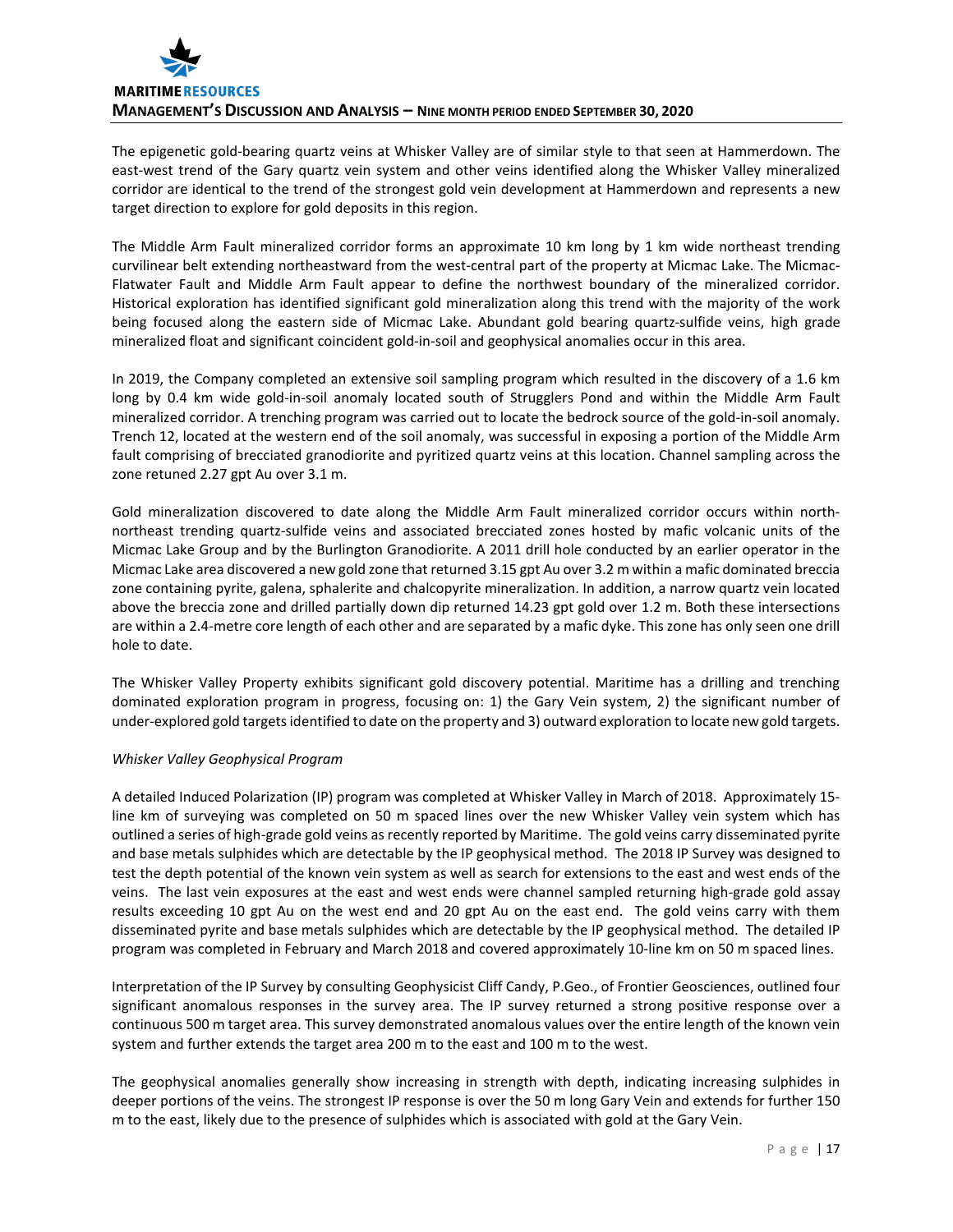The epigenetic gold-bearing quartz veins at Whisker Valley are of similar style to that seen at Hammerdown. The east-west trend of the Gary quartz vein system and other veins identified along the Whisker Valley mineralized corridor are identical to the trend of the strongest gold vein development at Hammerdown and represents a new target direction to explore for gold deposits in this region.

The Middle Arm Fault mineralized corridor forms an approximate 10 km long by 1 km wide northeast trending curvilinear belt extending northeastward from the west-central part of the property at Micmac Lake. The Micmac-Flatwater Fault and Middle Arm Fault appear to define the northwest boundary of the mineralized corridor. Historical exploration has identified significant gold mineralization along this trend with the majority of the work being focused along the eastern side of Micmac Lake. Abundant gold bearing quartz-sulfide veins, high grade mineralized float and significant coincident gold-in-soil and geophysical anomalies occur in this area.

In 2019, the Company completed an extensive soil sampling program which resulted in the discovery of a 1.6 km long by 0.4 km wide gold-in-soil anomaly located south of Strugglers Pond and within the Middle Arm Fault mineralized corridor. A trenching program was carried out to locate the bedrock source of the gold-in-soil anomaly. Trench 12, located at the western end of the soil anomaly, was successful in exposing a portion of the Middle Arm fault comprising of brecciated granodiorite and pyritized quartz veins at this location. Channel sampling across the zone retuned 2.27 gpt Au over 3.1 m.

Gold mineralization discovered to date along the Middle Arm Fault mineralized corridor occurs within north-northeast trending quartz-sulfide veins and associated brecciated zones hosted by mafic volcanic units of the Micmac Lake Group and by the Burlington Granodiorite. A 2011 drill hole conducted by an earlier operator in the Micmac Lake area discovered a new gold zone that returned 3.15 gpt Au over 3.2 m within a mafic dominated breccia zone containing pyrite, galena, sphalerite and chalcopyrite mineralization. In addition, a narrow quartz vein located above the breccia zone and drilled partially down dip returned 14.23 gpt gold over 1.2 m. Both these intersections are within a 2.4-metre core length of each other and are separated by a mafic dyke. This zone has only seen one drill hole to date.

The Whisker Valley Property exhibits significant gold discovery potential. Maritime has a drilling and trenching dominated exploration program in progress, focusing on: 1) the Gary Vein system, 2) the significant number of under-explored gold targets identified to date on the property and 3) outward exploration to locate new gold targets.

*Whisker Valley Geophysical Program*

A detailed Induced Polarization (IP) program was completed at Whisker Valley in March of 2018. Approximately 15-line km of surveying was completed on 50 m spaced lines over the new Whisker Valley vein system which has outlined a series of high-grade gold veins as recently reported by Maritime. The gold veins carry disseminated pyrite and base metals sulphides which are detectable by the IP geophysical method. The 2018 IP Survey was designed to test the depth potential of the known vein system as well as search for extensions to the east and west ends of the veins. The last vein exposures at the east and west ends were channel sampled returning high-grade gold assay results exceeding 10 gpt Au on the west end and 20 gpt Au on the east end. The gold veins carry with them disseminated pyrite and base metals sulphides which are detectable by the IP geophysical method. The detailed IP program was completed in February and March 2018 and covered approximately 10-line km on 50 m spaced lines.

Interpretation of the IP Survey by consulting Geophysicist Cliff Candy, P.Geo., of Frontier Geosciences, outlined four significant anomalous responses in the survey area. The IP survey returned a strong positive response over a continuous 500 m target area. This survey demonstrated anomalous values over the entire length of the known vein system and further extends the target area 200 m to the east and 100 m to the west.

The geophysical anomalies generally show increasing in strength with depth, indicating increasing sulphides in deeper portions of the veins. The strongest IP response is over the 50 m long Gary Vein and extends for further 150 m to the east, likely due to the presence of sulphides which is associated with gold at the Gary Vein.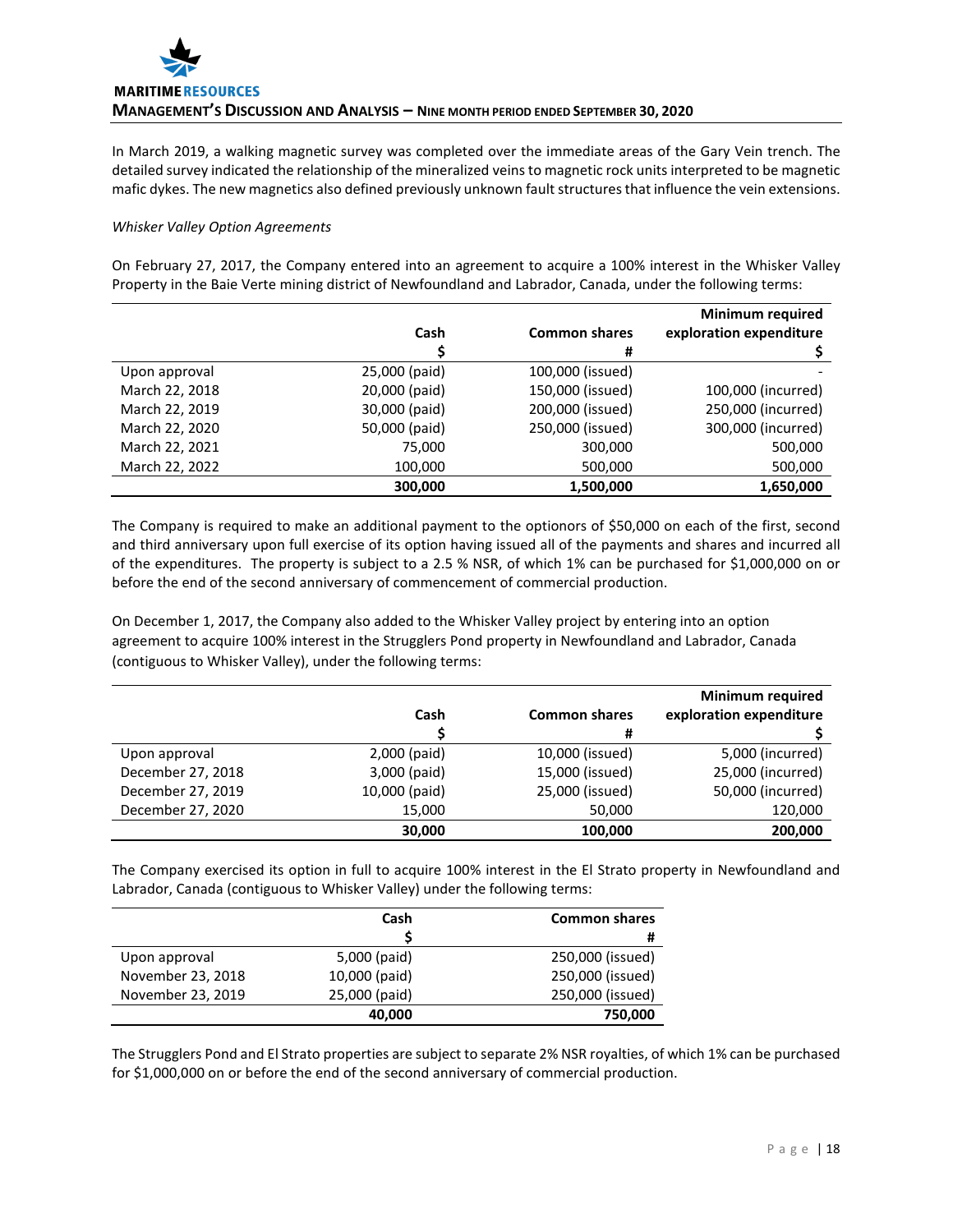In March 2019, a walking magnetic survey was completed over the immediate areas of the Gary Vein trench. The detailed survey indicated the relationship of the mineralized veins to magnetic rock units interpreted to be magnetic mafic dykes. The new magnetics also defined previously unknown fault structures that influence the vein extensions.

*Whisker Valley Option Agreements*

On February 27, 2017, the Company entered into an agreement to acquire a 100% interest in the Whisker Valley Property in the Baie Verte mining district of Newfoundland and Labrador, Canada, under the following terms:

| | Cash<br>$ | Common shares<br># | Minimum required exploration expenditure<br>$ |
|---|---|---|---|
| Upon approval | 25,000 (paid) | 100,000 (issued) | - |
| March 22, 2018 | 20,000 (paid) | 150,000 (issued) | 100,000 (incurred) |
| March 22, 2019 | 30,000 (paid) | 200,000 (issued) | 250,000 (incurred) |
| March 22, 2020 | 50,000 (paid) | 250,000 (issued) | 300,000 (incurred) |
| March 22, 2021 | 75,000 | 300,000 | 500,000 |
| March 22, 2022 | 100,000 | 500,000 | 500,000 |
| | **300,000** | **1,500,000** | **1,650,000** |

The Company is required to make an additional payment to the optionors of $50,000 on each of the first, second and third anniversary upon full exercise of its option having issued all of the payments and shares and incurred all of the expenditures. The property is subject to a 2.5 % NSR, of which 1% can be purchased for $1,000,000 on or before the end of the second anniversary of commencement of commercial production.

On December 1, 2017, the Company also added to the Whisker Valley project by entering into an option agreement to acquire 100% interest in the Strugglers Pond property in Newfoundland and Labrador, Canada (contiguous to Whisker Valley), under the following terms:

| | Cash<br>$ | Common shares<br># | Minimum required exploration expenditure<br>$ |
|---|---|---|---|
| Upon approval | 2,000 (paid) | 10,000 (issued) | 5,000 (incurred) |
| December 27, 2018 | 3,000 (paid) | 15,000 (issued) | 25,000 (incurred) |
| December 27, 2019 | 10,000 (paid) | 25,000 (issued) | 50,000 (incurred) |
| December 27, 2020 | 15,000 | 50,000 | 120,000 |
| | **30,000** | **100,000** | **200,000** |

The Company exercised its option in full to acquire 100% interest in the El Strato property in Newfoundland and Labrador, Canada (contiguous to Whisker Valley) under the following terms:

| | Cash<br>$ | Common shares<br># |
|---|---|---|
| Upon approval | 5,000 (paid) | 250,000 (issued) |
| November 23, 2018 | 10,000 (paid) | 250,000 (issued) |
| November 23, 2019 | 25,000 (paid) | 250,000 (issued) |
| | **40,000** | **750,000** |

The Strugglers Pond and El Strato properties are subject to separate 2% NSR royalties, of which 1% can be purchased for $1,000,000 on or before the end of the second anniversary of commercial production.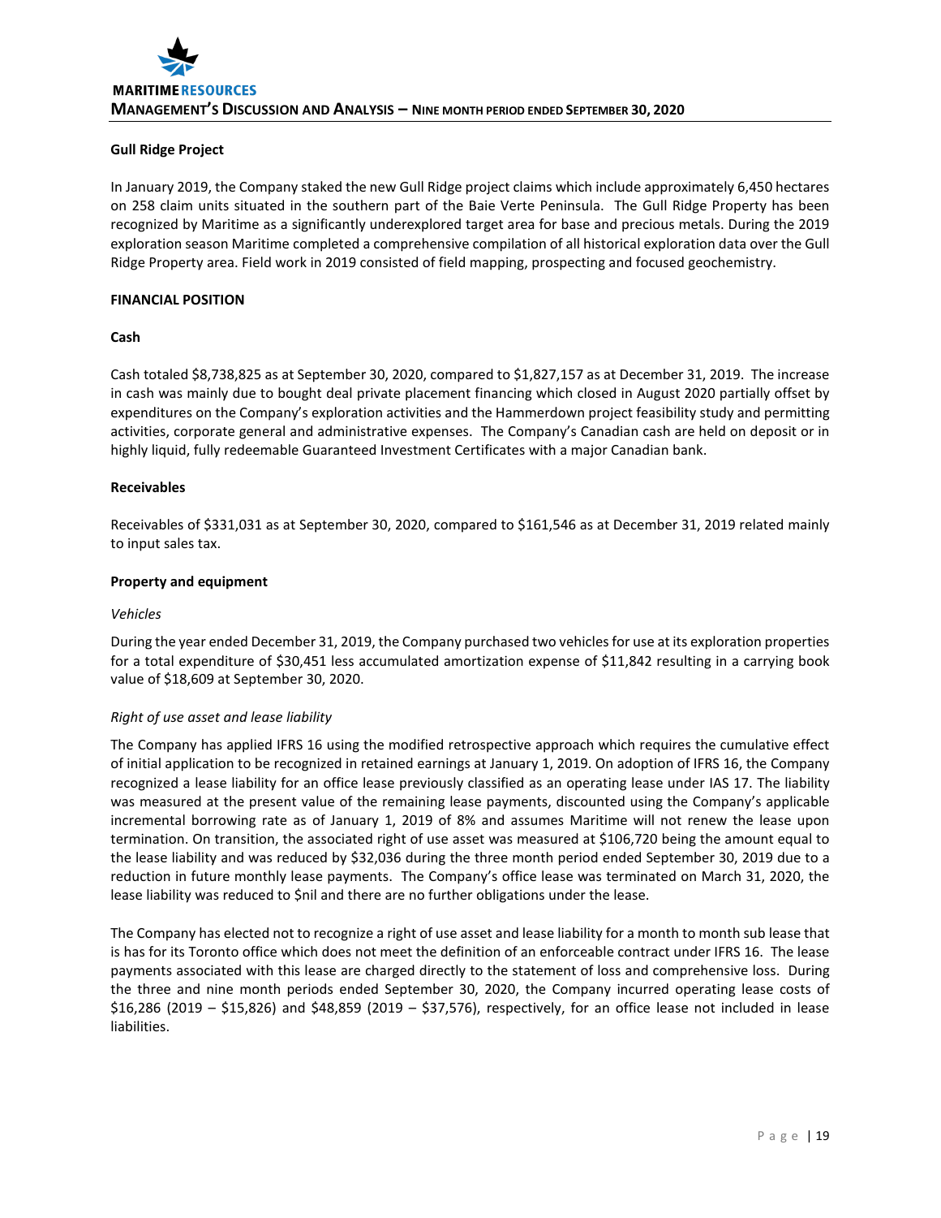**Gull Ridge Project**

In January 2019, the Company staked the new Gull Ridge project claims which include approximately 6,450 hectares on 258 claim units situated in the southern part of the Baie Verte Peninsula. The Gull Ridge Property has been recognized by Maritime as a significantly underexplored target area for base and precious metals. During the 2019 exploration season Maritime completed a comprehensive compilation of all historical exploration data over the Gull Ridge Property area. Field work in 2019 consisted of field mapping, prospecting and focused geochemistry.

**FINANCIAL POSITION**

**Cash**

Cash totaled $8,738,825 as at September 30, 2020, compared to $1,827,157 as at December 31, 2019. The increase in cash was mainly due to bought deal private placement financing which closed in August 2020 partially offset by expenditures on the Company's exploration activities and the Hammerdown project feasibility study and permitting activities, corporate general and administrative expenses. The Company's Canadian cash are held on deposit or in highly liquid, fully redeemable Guaranteed Investment Certificates with a major Canadian bank.

**Receivables**

Receivables of $331,031 as at September 30, 2020, compared to $161,546 as at December 31, 2019 related mainly to input sales tax.

**Property and equipment**

*Vehicles*

During the year ended December 31, 2019, the Company purchased two vehicles for use at its exploration properties for a total expenditure of $30,451 less accumulated amortization expense of $11,842 resulting in a carrying book value of $18,609 at September 30, 2020.

*Right of use asset and lease liability*

The Company has applied IFRS 16 using the modified retrospective approach which requires the cumulative effect of initial application to be recognized in retained earnings at January 1, 2019. On adoption of IFRS 16, the Company recognized a lease liability for an office lease previously classified as an operating lease under IAS 17. The liability was measured at the present value of the remaining lease payments, discounted using the Company's applicable incremental borrowing rate as of January 1, 2019 of 8% and assumes Maritime will not renew the lease upon termination. On transition, the associated right of use asset was measured at $106,720 being the amount equal to the lease liability and was reduced by $32,036 during the three month period ended September 30, 2019 due to a reduction in future monthly lease payments. The Company's office lease was terminated on March 31, 2020, the lease liability was reduced to $nil and there are no further obligations under the lease.

The Company has elected not to recognize a right of use asset and lease liability for a month to month sub lease that is has for its Toronto office which does not meet the definition of an enforceable contract under IFRS 16. The lease payments associated with this lease are charged directly to the statement of loss and comprehensive loss. During the three and nine month periods ended September 30, 2020, the Company incurred operating lease costs of $16,286 (2019 – $15,826) and $48,859 (2019 – $37,576), respectively, for an office lease not included in lease liabilities.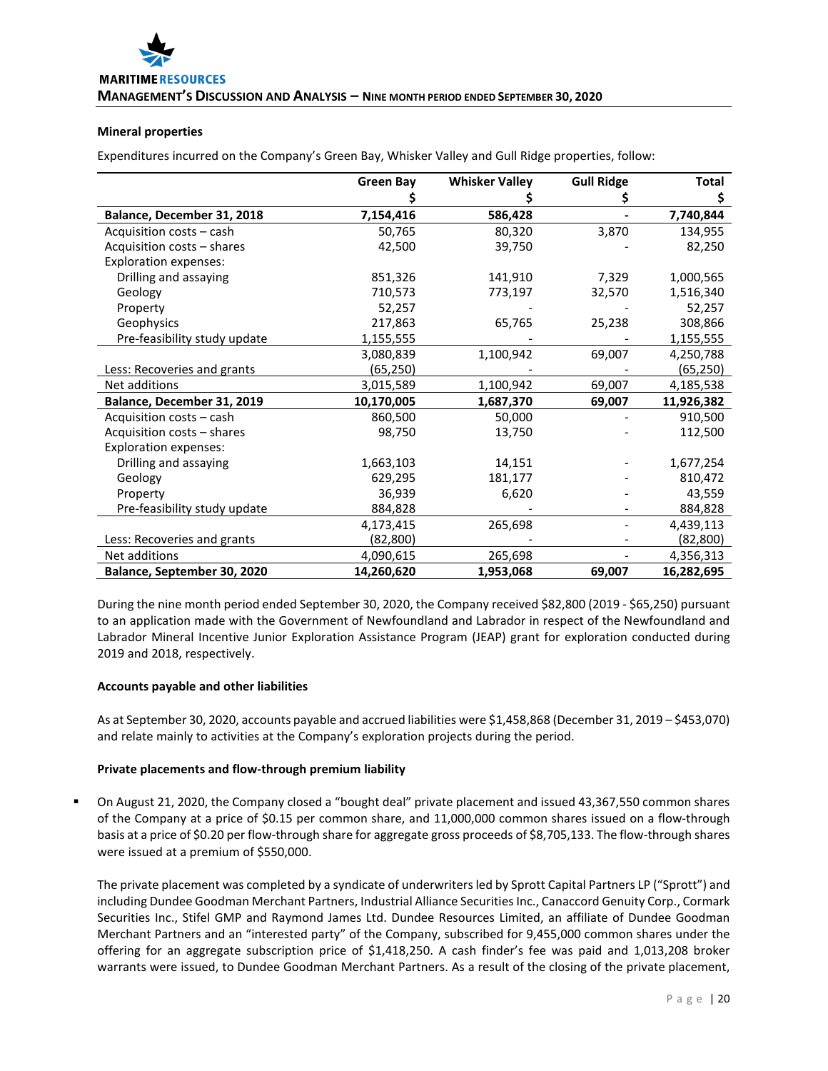### Mineral properties

Expenditures incurred on the Company's Green Bay, Whisker Valley and Gull Ridge properties, follow:

| | Green Bay<br>$ | Whisker Valley<br>$ | Gull Ridge<br>$ | Total<br>$ |
|---|---|---|---|---|
| **Balance, December 31, 2018** | **7,154,416** | **586,428** | **-** | **7,740,844** |
| Acquisition costs – cash | 50,765 | 80,320 | 3,870 | 134,955 |
| Acquisition costs – shares | 42,500 | 39,750 | - | 82,250 |
| Exploration expenses: | | | | |
| Drilling and assaying | 851,326 | 141,910 | 7,329 | 1,000,565 |
| Geology | 710,573 | 773,197 | 32,570 | 1,516,340 |
| Property | 52,257 | - | - | 52,257 |
| Geophysics | 217,863 | 65,765 | 25,238 | 308,866 |
| Pre-feasibility study update | 1,155,555 | - | - | 1,155,555 |
| | 3,080,839 | 1,100,942 | 69,007 | 4,250,788 |
| Less: Recoveries and grants | (65,250) | - | - | (65,250) |
| Net additions | 3,015,589 | 1,100,942 | 69,007 | 4,185,538 |
| **Balance, December 31, 2019** | **10,170,005** | **1,687,370** | **69,007** | **11,926,382** |
| Acquisition costs – cash | 860,500 | 50,000 | - | 910,500 |
| Acquisition costs – shares | 98,750 | 13,750 | - | 112,500 |
| Exploration expenses: | | | | |
| Drilling and assaying | 1,663,103 | 14,151 | - | 1,677,254 |
| Geology | 629,295 | 181,177 | - | 810,472 |
| Property | 36,939 | 6,620 | - | 43,559 |
| Pre-feasibility study update | 884,828 | - | - | 884,828 |
| | 4,173,415 | 265,698 | - | 4,439,113 |
| Less: Recoveries and grants | (82,800) | - | - | (82,800) |
| Net additions | 4,090,615 | 265,698 | - | 4,356,313 |
| **Balance, September 30, 2020** | **14,260,620** | **1,953,068** | **69,007** | **16,282,695** |

During the nine month period ended September 30, 2020, the Company received $82,800 (2019 - $65,250) pursuant to an application made with the Government of Newfoundland and Labrador in respect of the Newfoundland and Labrador Mineral Incentive Junior Exploration Assistance Program (JEAP) grant for exploration conducted during 2019 and 2018, respectively.

### Accounts payable and other liabilities

As at September 30, 2020, accounts payable and accrued liabilities were $1,458,868 (December 31, 2019 – $453,070) and relate mainly to activities at the Company's exploration projects during the period.

### Private placements and flow-through premium liability

- On August 21, 2020, the Company closed a "bought deal" private placement and issued 43,367,550 common shares of the Company at a price of $0.15 per common share, and 11,000,000 common shares issued on a flow-through basis at a price of $0.20 per flow-through share for aggregate gross proceeds of $8,705,133. The flow-through shares were issued at a premium of $550,000.

  The private placement was completed by a syndicate of underwriters led by Sprott Capital Partners LP ("Sprott") and including Dundee Goodman Merchant Partners, Industrial Alliance Securities Inc., Canaccord Genuity Corp., Cormark Securities Inc., Stifel GMP and Raymond James Ltd. Dundee Resources Limited, an affiliate of Dundee Goodman Merchant Partners and an "interested party" of the Company, subscribed for 9,455,000 common shares under the offering for an aggregate subscription price of $1,418,250. A cash finder's fee was paid and 1,013,208 broker warrants were issued, to Dundee Goodman Merchant Partners. As a result of the closing of the private placement,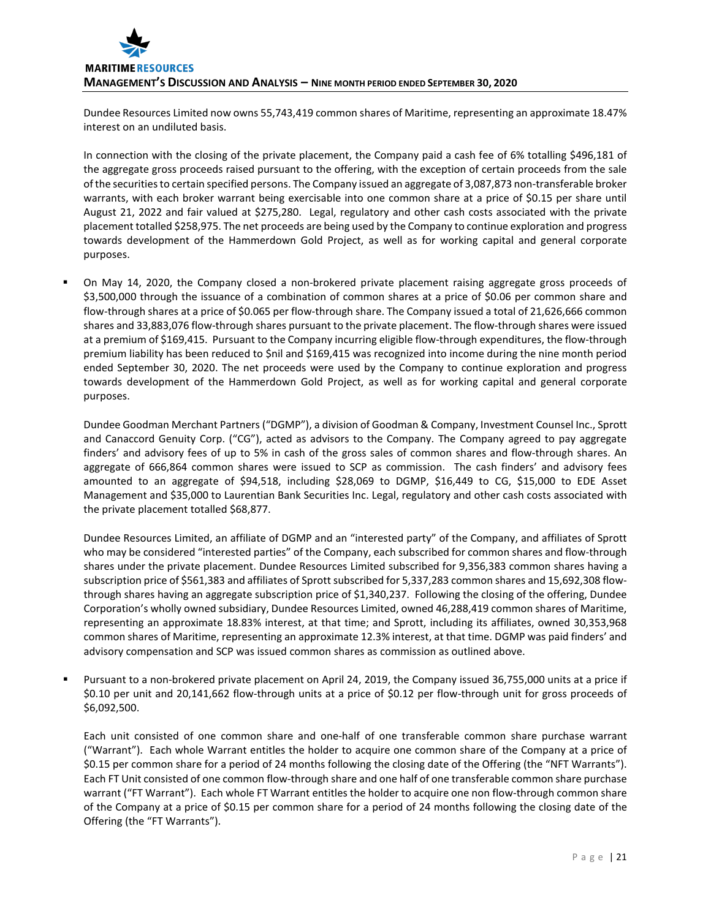Dundee Resources Limited now owns 55,743,419 common shares of Maritime, representing an approximate 18.47% interest on an undiluted basis.

In connection with the closing of the private placement, the Company paid a cash fee of 6% totalling $496,181 of the aggregate gross proceeds raised pursuant to the offering, with the exception of certain proceeds from the sale of the securities to certain specified persons. The Company issued an aggregate of 3,087,873 non-transferable broker warrants, with each broker warrant being exercisable into one common share at a price of $0.15 per share until August 21, 2022 and fair valued at $275,280. Legal, regulatory and other cash costs associated with the private placement totalled $258,975. The net proceeds are being used by the Company to continue exploration and progress towards development of the Hammerdown Gold Project, as well as for working capital and general corporate purposes.

- On May 14, 2020, the Company closed a non-brokered private placement raising aggregate gross proceeds of $3,500,000 through the issuance of a combination of common shares at a price of $0.06 per common share and flow-through shares at a price of $0.065 per flow-through share. The Company issued a total of 21,626,666 common shares and 33,883,076 flow-through shares pursuant to the private placement. The flow-through shares were issued at a premium of $169,415. Pursuant to the Company incurring eligible flow-through expenditures, the flow-through premium liability has been reduced to $nil and $169,415 was recognized into income during the nine month period ended September 30, 2020. The net proceeds were used by the Company to continue exploration and progress towards development of the Hammerdown Gold Project, as well as for working capital and general corporate purposes.

  Dundee Goodman Merchant Partners ("DGMP"), a division of Goodman & Company, Investment Counsel Inc., Sprott and Canaccord Genuity Corp. ("CG"), acted as advisors to the Company. The Company agreed to pay aggregate finders' and advisory fees of up to 5% in cash of the gross sales of common shares and flow-through shares. An aggregate of 666,864 common shares were issued to SCP as commission. The cash finders' and advisory fees amounted to an aggregate of $94,518, including $28,069 to DGMP, $16,449 to CG, $15,000 to EDE Asset Management and $35,000 to Laurentian Bank Securities Inc. Legal, regulatory and other cash costs associated with the private placement totalled $68,877.

  Dundee Resources Limited, an affiliate of DGMP and an "interested party" of the Company, and affiliates of Sprott who may be considered "interested parties" of the Company, each subscribed for common shares and flow-through shares under the private placement. Dundee Resources Limited subscribed for 9,356,383 common shares having a subscription price of $561,383 and affiliates of Sprott subscribed for 5,337,283 common shares and 15,692,308 flow-through shares having an aggregate subscription price of $1,340,237. Following the closing of the offering, Dundee Corporation's wholly owned subsidiary, Dundee Resources Limited, owned 46,288,419 common shares of Maritime, representing an approximate 18.83% interest, at that time; and Sprott, including its affiliates, owned 30,353,968 common shares of Maritime, representing an approximate 12.3% interest, at that time. DGMP was paid finders' and advisory compensation and SCP was issued common shares as commission as outlined above.

- Pursuant to a non-brokered private placement on April 24, 2019, the Company issued 36,755,000 units at a price if $0.10 per unit and 20,141,662 flow-through units at a price of $0.12 per flow-through unit for gross proceeds of $6,092,500.

  Each unit consisted of one common share and one-half of one transferable common share purchase warrant ("Warrant"). Each whole Warrant entitles the holder to acquire one common share of the Company at a price of $0.15 per common share for a period of 24 months following the closing date of the Offering (the "NFT Warrants"). Each FT Unit consisted of one common flow-through share and one half of one transferable common share purchase warrant ("FT Warrant"). Each whole FT Warrant entitles the holder to acquire one non flow-through common share of the Company at a price of $0.15 per common share for a period of 24 months following the closing date of the Offering (the "FT Warrants").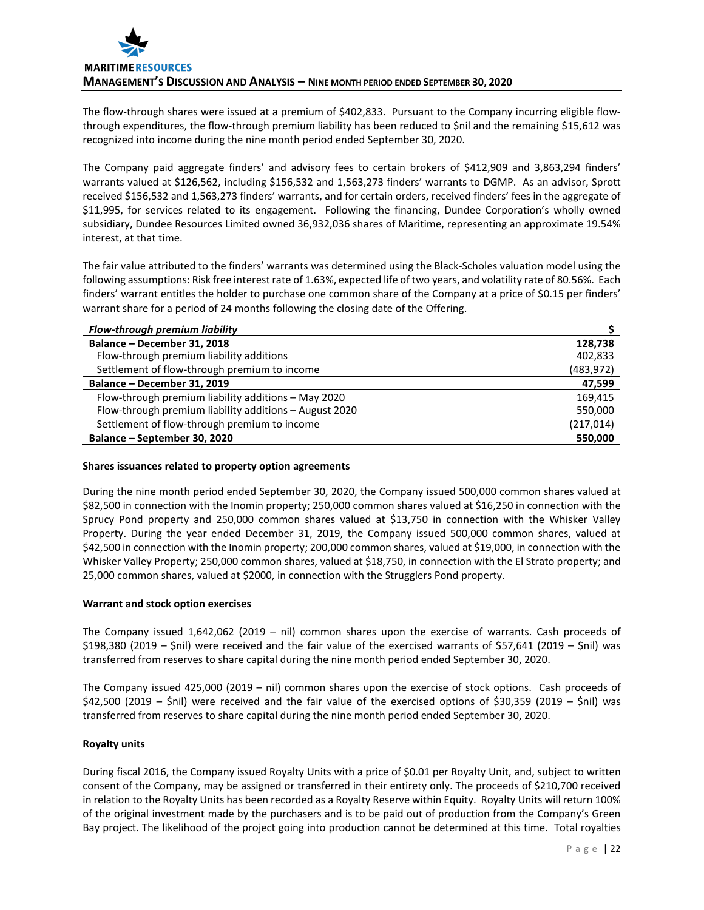The flow-through shares were issued at a premium of $402,833. Pursuant to the Company incurring eligible flow-through expenditures, the flow-through premium liability has been reduced to $nil and the remaining $15,612 was recognized into income during the nine month period ended September 30, 2020.

The Company paid aggregate finders' and advisory fees to certain brokers of $412,909 and 3,863,294 finders' warrants valued at $126,562, including $156,532 and 1,563,273 finders' warrants to DGMP. As an advisor, Sprott received $156,532 and 1,563,273 finders' warrants, and for certain orders, received finders' fees in the aggregate of $11,995, for services related to its engagement. Following the financing, Dundee Corporation's wholly owned subsidiary, Dundee Resources Limited owned 36,932,036 shares of Maritime, representing an approximate 19.54% interest, at that time.

The fair value attributed to the finders' warrants was determined using the Black-Scholes valuation model using the following assumptions: Risk free interest rate of 1.63%, expected life of two years, and volatility rate of 80.56%. Each finders' warrant entitles the holder to purchase one common share of the Company at a price of $0.15 per finders' warrant share for a period of 24 months following the closing date of the Offering.

| *Flow-through premium liability* | $ |
|---|---|
| **Balance – December 31, 2018** | **128,738** |
| Flow-through premium liability additions | 402,833 |
| Settlement of flow-through premium to income | (483,972) |
| **Balance – December 31, 2019** | **47,599** |
| Flow-through premium liability additions – May 2020 | 169,415 |
| Flow-through premium liability additions – August 2020 | 550,000 |
| Settlement of flow-through premium to income | (217,014) |
| **Balance – September 30, 2020** | **550,000** |

**Shares issuances related to property option agreements**

During the nine month period ended September 30, 2020, the Company issued 500,000 common shares valued at $82,500 in connection with the Inomin property; 250,000 common shares valued at $16,250 in connection with the Sprucy Pond property and 250,000 common shares valued at $13,750 in connection with the Whisker Valley Property. During the year ended December 31, 2019, the Company issued 500,000 common shares, valued at $42,500 in connection with the Inomin property; 200,000 common shares, valued at $19,000, in connection with the Whisker Valley Property; 250,000 common shares, valued at $18,750, in connection with the El Strato property; and 25,000 common shares, valued at $2000, in connection with the Strugglers Pond property.

**Warrant and stock option exercises**

The Company issued 1,642,062 (2019 – nil) common shares upon the exercise of warrants. Cash proceeds of $198,380 (2019 – $nil) were received and the fair value of the exercised warrants of $57,641 (2019 – $nil) was transferred from reserves to share capital during the nine month period ended September 30, 2020.

The Company issued 425,000 (2019 – nil) common shares upon the exercise of stock options. Cash proceeds of $42,500 (2019 – $nil) were received and the fair value of the exercised options of $30,359 (2019 – $nil) was transferred from reserves to share capital during the nine month period ended September 30, 2020.

**Royalty units**

During fiscal 2016, the Company issued Royalty Units with a price of $0.01 per Royalty Unit, and, subject to written consent of the Company, may be assigned or transferred in their entirety only. The proceeds of $210,700 received in relation to the Royalty Units has been recorded as a Royalty Reserve within Equity. Royalty Units will return 100% of the original investment made by the purchasers and is to be paid out of production from the Company's Green Bay project. The likelihood of the project going into production cannot be determined at this time. Total royalties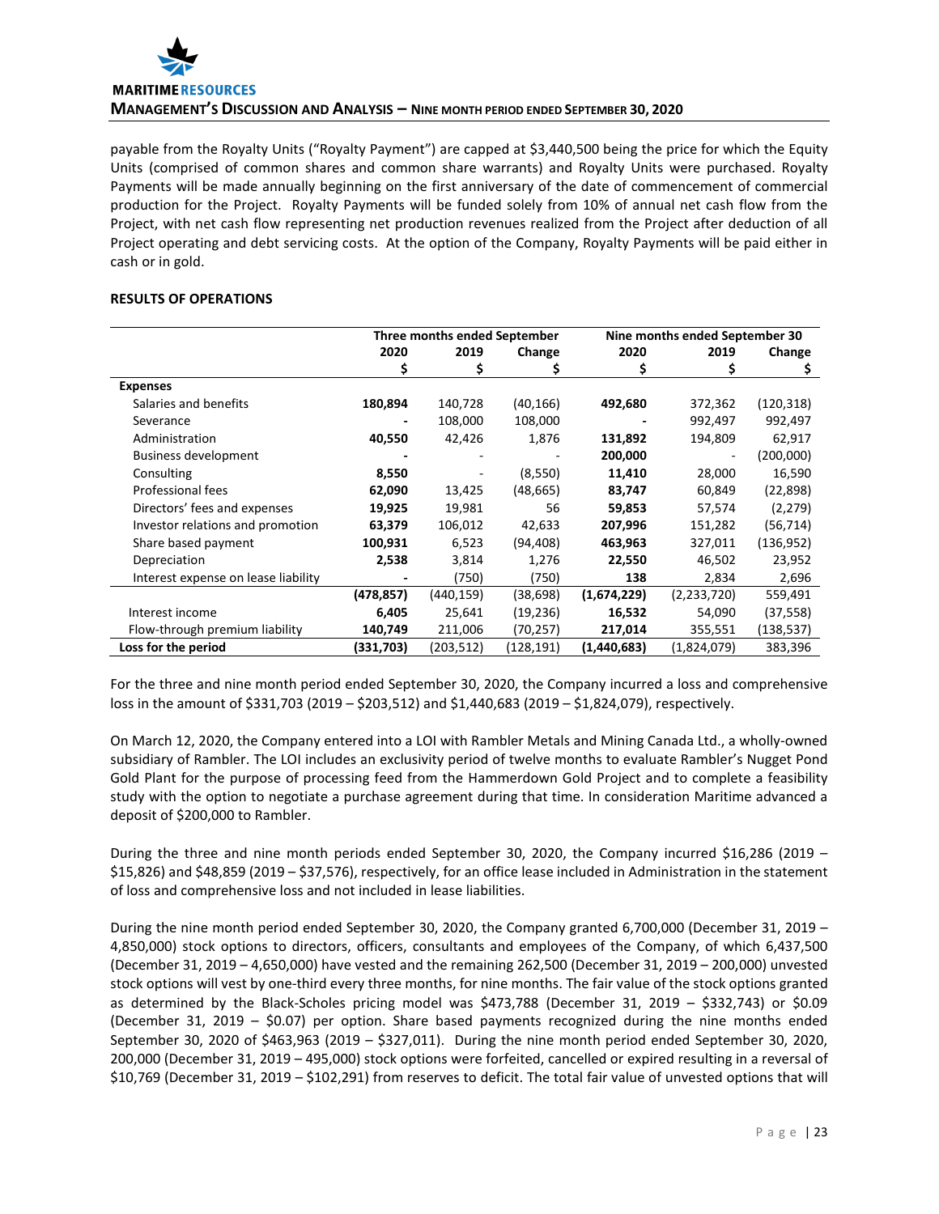payable from the Royalty Units ("Royalty Payment") are capped at $3,440,500 being the price for which the Equity Units (comprised of common shares and common share warrants) and Royalty Units were purchased. Royalty Payments will be made annually beginning on the first anniversary of the date of commencement of commercial production for the Project. Royalty Payments will be funded solely from 10% of annual net cash flow from the Project, with net cash flow representing net production revenues realized from the Project after deduction of all Project operating and debt servicing costs. At the option of the Company, Royalty Payments will be paid either in cash or in gold.

## RESULTS OF OPERATIONS

| | Three months ended September | | | Nine months ended September 30 | | |
|---|---|---|---|---|---|---|
| | 2020 | 2019 | Change | 2020 | 2019 | Change |
| | $ | $ | $ | $ | $ | $ |
| **Expenses** | | | | | | |
| Salaries and benefits | **180,894** | 140,728 | (40,166) | **492,680** | 372,362 | (120,318) |
| Severance | **-** | 108,000 | 108,000 | **-** | 992,497 | 992,497 |
| Administration | **40,550** | 42,426 | 1,876 | **131,892** | 194,809 | 62,917 |
| Business development | **-** | - | - | **200,000** | - | (200,000) |
| Consulting | **8,550** | - | (8,550) | **11,410** | 28,000 | 16,590 |
| Professional fees | **62,090** | 13,425 | (48,665) | **83,747** | 60,849 | (22,898) |
| Directors' fees and expenses | **19,925** | 19,981 | 56 | **59,853** | 57,574 | (2,279) |
| Investor relations and promotion | **63,379** | 106,012 | 42,633 | **207,996** | 151,282 | (56,714) |
| Share based payment | **100,931** | 6,523 | (94,408) | **463,963** | 327,011 | (136,952) |
| Depreciation | **2,538** | 3,814 | 1,276 | **22,550** | 46,502 | 23,952 |
| Interest expense on lease liability | **-** | (750) | (750) | **138** | 2,834 | 2,696 |
| | **(478,857)** | (440,159) | (38,698) | **(1,674,229)** | (2,233,720) | 559,491 |
| Interest income | **6,405** | 25,641 | (19,236) | **16,532** | 54,090 | (37,558) |
| Flow-through premium liability | **140,749** | 211,006 | (70,257) | **217,014** | 355,551 | (138,537) |
| **Loss for the period** | **(331,703)** | (203,512) | (128,191) | **(1,440,683)** | (1,824,079) | 383,396 |

For the three and nine month period ended September 30, 2020, the Company incurred a loss and comprehensive loss in the amount of $331,703 (2019 – $203,512) and $1,440,683 (2019 – $1,824,079), respectively.

On March 12, 2020, the Company entered into a LOI with Rambler Metals and Mining Canada Ltd., a wholly-owned subsidiary of Rambler. The LOI includes an exclusivity period of twelve months to evaluate Rambler's Nugget Pond Gold Plant for the purpose of processing feed from the Hammerdown Gold Project and to complete a feasibility study with the option to negotiate a purchase agreement during that time. In consideration Maritime advanced a deposit of $200,000 to Rambler.

During the three and nine month periods ended September 30, 2020, the Company incurred $16,286 (2019 – $15,826) and $48,859 (2019 – $37,576), respectively, for an office lease included in Administration in the statement of loss and comprehensive loss and not included in lease liabilities.

During the nine month period ended September 30, 2020, the Company granted 6,700,000 (December 31, 2019 – 4,850,000) stock options to directors, officers, consultants and employees of the Company, of which 6,437,500 (December 31, 2019 – 4,650,000) have vested and the remaining 262,500 (December 31, 2019 – 200,000) unvested stock options will vest by one-third every three months, for nine months. The fair value of the stock options granted as determined by the Black-Scholes pricing model was $473,788 (December 31, 2019 – $332,743) or $0.09 (December 31, 2019 – $0.07) per option. Share based payments recognized during the nine months ended September 30, 2020 of $463,963 (2019 – $327,011). During the nine month period ended September 30, 2020, 200,000 (December 31, 2019 – 495,000) stock options were forfeited, cancelled or expired resulting in a reversal of $10,769 (December 31, 2019 – $102,291) from reserves to deficit. The total fair value of unvested options that will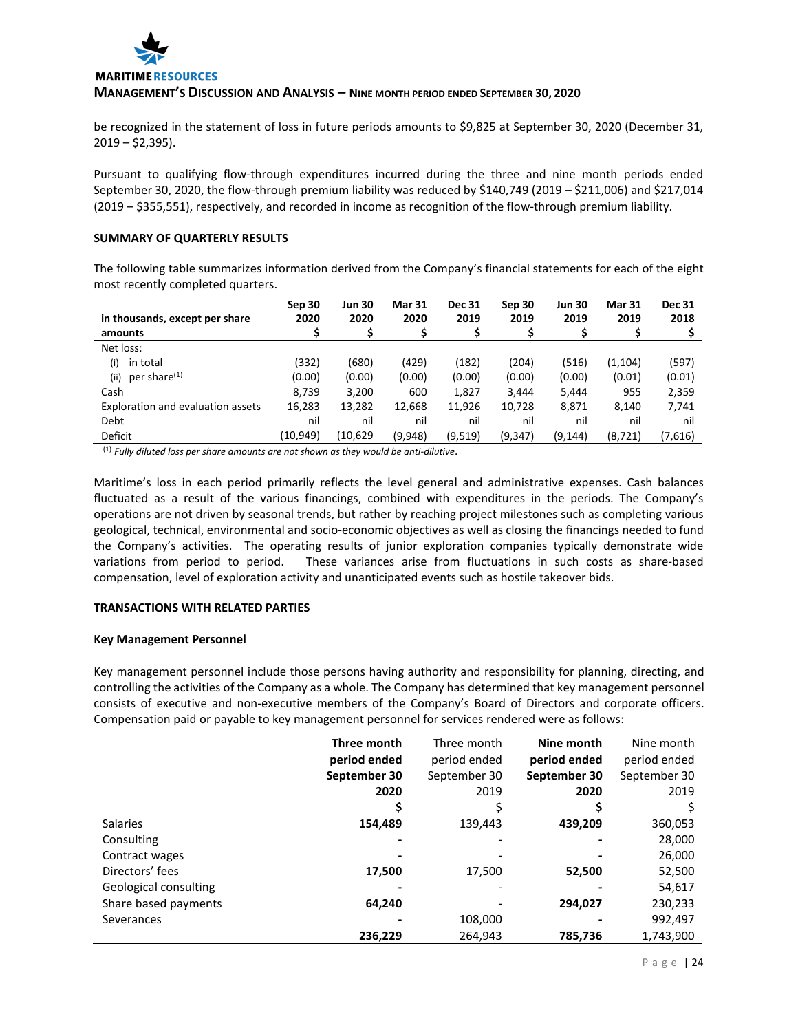be recognized in the statement of loss in future periods amounts to $9,825 at September 30, 2020 (December 31, 2019 – $2,395).

Pursuant to qualifying flow-through expenditures incurred during the three and nine month periods ended September 30, 2020, the flow-through premium liability was reduced by $140,749 (2019 – $211,006) and $217,014 (2019 – $355,551), respectively, and recorded in income as recognition of the flow-through premium liability.

**SUMMARY OF QUARTERLY RESULTS**

The following table summarizes information derived from the Company's financial statements for each of the eight most recently completed quarters.

| in thousands, except per share amounts | Sep 30 2020 $ | Jun 30 2020 $ | Mar 31 2020 $ | Dec 31 2019 $ | Sep 30 2019 $ | Jun 30 2019 $ | Mar 31 2019 $ | Dec 31 2018 $ |
|---|---|---|---|---|---|---|---|---|
| Net loss: | | | | | | | | |
| (i) in total | (332) | (680) | (429) | (182) | (204) | (516) | (1,104) | (597) |
| (ii) per share[(1)] | (0.00) | (0.00) | (0.00) | (0.00) | (0.00) | (0.00) | (0.01) | (0.01) |
| Cash | 8,739 | 3,200 | 600 | 1,827 | 3,444 | 5,444 | 955 | 2,359 |
| Exploration and evaluation assets | 16,283 | 13,282 | 12,668 | 11,926 | 10,728 | 8,871 | 8,140 | 7,741 |
| Debt | nil | nil | nil | nil | nil | nil | nil | nil |
| Deficit | (10,949) | (10,629 | (9,948) | (9,519) | (9,347) | (9,144) | (8,721) | (7,616) |

[(1)] *Fully diluted loss per share amounts are not shown as they would be anti-dilutive.*

Maritime's loss in each period primarily reflects the level general and administrative expenses. Cash balances fluctuated as a result of the various financings, combined with expenditures in the periods. The Company's operations are not driven by seasonal trends, but rather by reaching project milestones such as completing various geological, technical, environmental and socio-economic objectives as well as closing the financings needed to fund the Company's activities. The operating results of junior exploration companies typically demonstrate wide variations from period to period. These variances arise from fluctuations in such costs as share-based compensation, level of exploration activity and unanticipated events such as hostile takeover bids.

**TRANSACTIONS WITH RELATED PARTIES**

**Key Management Personnel**

Key management personnel include those persons having authority and responsibility for planning, directing, and controlling the activities of the Company as a whole. The Company has determined that key management personnel consists of executive and non-executive members of the Company's Board of Directors and corporate officers. Compensation paid or payable to key management personnel for services rendered were as follows:

| | **Three month period ended September 30 2020 $** | Three month period ended September 30 2019 $ | **Nine month period ended September 30 2020 $** | Nine month period ended September 30 2019 $ |
|---|---|---|---|---|
| Salaries | **154,489** | 139,443 | **439,209** | 360,053 |
| Consulting | **-** | - | **-** | 28,000 |
| Contract wages | **-** | - | **-** | 26,000 |
| Directors' fees | **17,500** | 17,500 | **52,500** | 52,500 |
| Geological consulting | **-** | - | **-** | 54,617 |
| Share based payments | **64,240** | - | **294,027** | 230,233 |
| Severances | **-** | 108,000 | **-** | 992,497 |
| | **236,229** | 264,943 | **785,736** | 1,743,900 |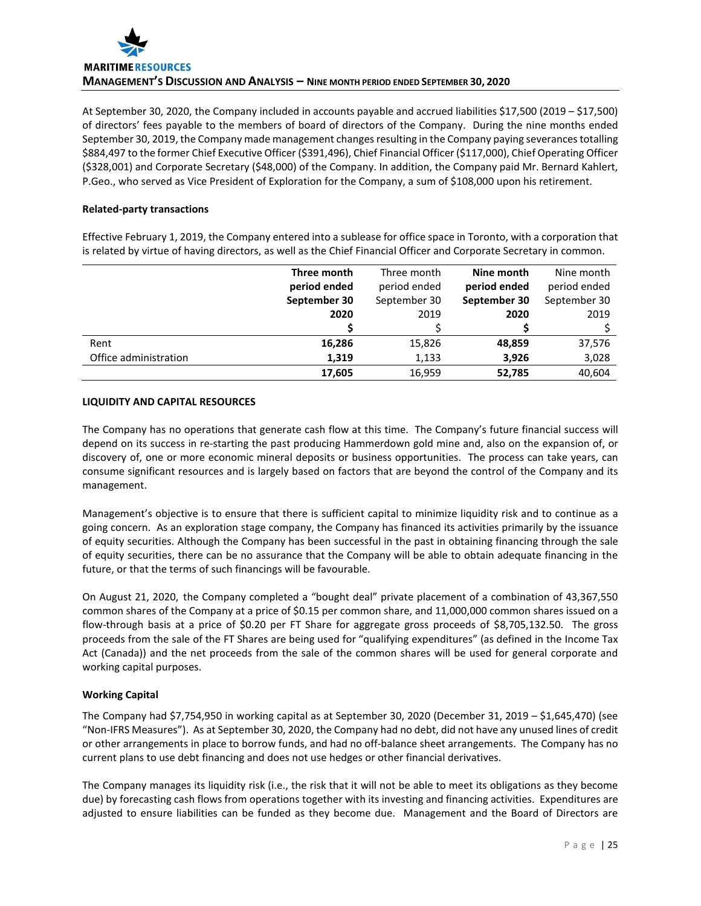At September 30, 2020, the Company included in accounts payable and accrued liabilities $17,500 (2019 – $17,500) of directors' fees payable to the members of board of directors of the Company. During the nine months ended September 30, 2019, the Company made management changes resulting in the Company paying severances totalling $884,497 to the former Chief Executive Officer ($391,496), Chief Financial Officer ($117,000), Chief Operating Officer ($328,001) and Corporate Secretary ($48,000) of the Company. In addition, the Company paid Mr. Bernard Kahlert, P.Geo., who served as Vice President of Exploration for the Company, a sum of $108,000 upon his retirement.

**Related-party transactions**

Effective February 1, 2019, the Company entered into a sublease for office space in Toronto, with a corporation that is related by virtue of having directors, as well as the Chief Financial Officer and Corporate Secretary in common.

| | **Three month period ended September 30 2020** | Three month period ended September 30 2019 | **Nine month period ended September 30 2020** | Nine month period ended September 30 2019 |
|---|---|---|---|---|
| | **$** | $ | **$** | $ |
| Rent | **16,286** | 15,826 | **48,859** | 37,576 |
| Office administration | **1,319** | 1,133 | **3,926** | 3,028 |
| | **17,605** | 16,959 | **52,785** | 40,604 |

**LIQUIDITY AND CAPITAL RESOURCES**

The Company has no operations that generate cash flow at this time. The Company's future financial success will depend on its success in re-starting the past producing Hammerdown gold mine and, also on the expansion of, or discovery of, one or more economic mineral deposits or business opportunities. The process can take years, can consume significant resources and is largely based on factors that are beyond the control of the Company and its management.

Management's objective is to ensure that there is sufficient capital to minimize liquidity risk and to continue as a going concern. As an exploration stage company, the Company has financed its activities primarily by the issuance of equity securities. Although the Company has been successful in the past in obtaining financing through the sale of equity securities, there can be no assurance that the Company will be able to obtain adequate financing in the future, or that the terms of such financings will be favourable.

On August 21, 2020, the Company completed a "bought deal" private placement of a combination of 43,367,550 common shares of the Company at a price of $0.15 per common share, and 11,000,000 common shares issued on a flow-through basis at a price of $0.20 per FT Share for aggregate gross proceeds of $8,705,132.50. The gross proceeds from the sale of the FT Shares are being used for "qualifying expenditures" (as defined in the Income Tax Act (Canada)) and the net proceeds from the sale of the common shares will be used for general corporate and working capital purposes.

**Working Capital**

The Company had $7,754,950 in working capital as at September 30, 2020 (December 31, 2019 – $1,645,470) (see "Non-IFRS Measures"). As at September 30, 2020, the Company had no debt, did not have any unused lines of credit or other arrangements in place to borrow funds, and had no off-balance sheet arrangements. The Company has no current plans to use debt financing and does not use hedges or other financial derivatives.

The Company manages its liquidity risk (i.e., the risk that it will not be able to meet its obligations as they become due) by forecasting cash flows from operations together with its investing and financing activities. Expenditures are adjusted to ensure liabilities can be funded as they become due. Management and the Board of Directors are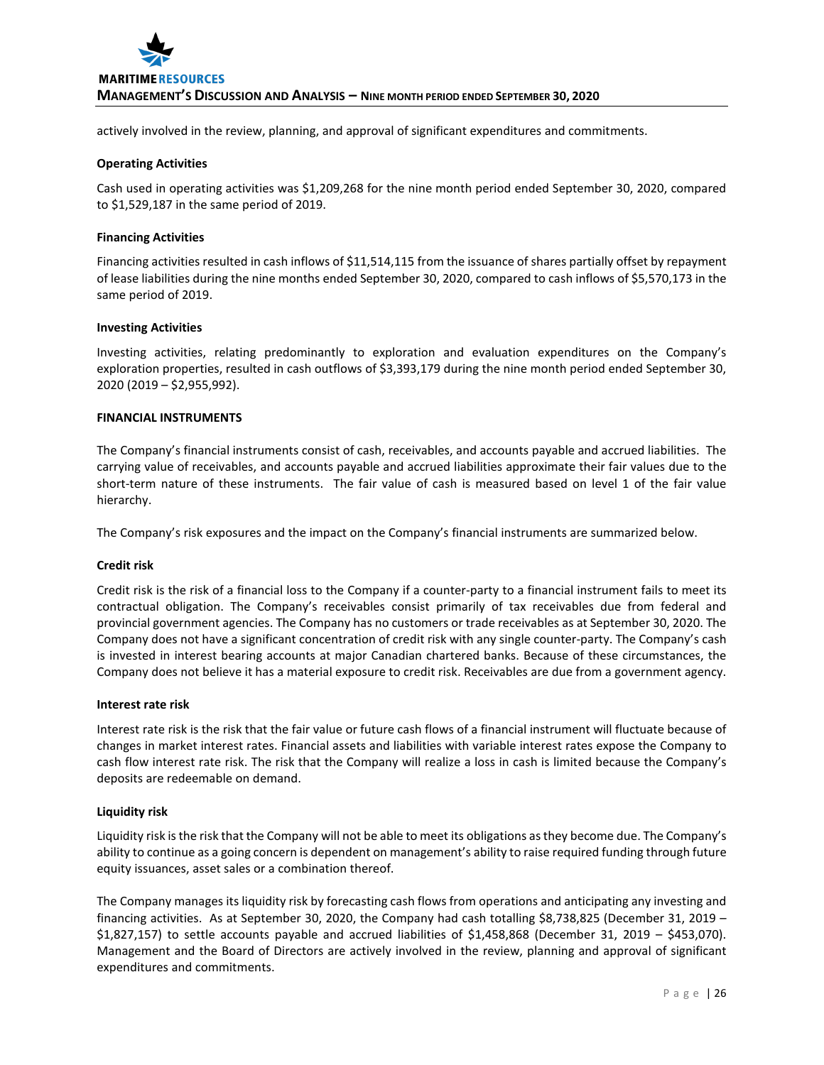actively involved in the review, planning, and approval of significant expenditures and commitments.

**Operating Activities**

Cash used in operating activities was $1,209,268 for the nine month period ended September 30, 2020, compared to $1,529,187 in the same period of 2019.

**Financing Activities**

Financing activities resulted in cash inflows of $11,514,115 from the issuance of shares partially offset by repayment of lease liabilities during the nine months ended September 30, 2020, compared to cash inflows of $5,570,173 in the same period of 2019.

**Investing Activities**

Investing activities, relating predominantly to exploration and evaluation expenditures on the Company's exploration properties, resulted in cash outflows of $3,393,179 during the nine month period ended September 30, 2020 (2019 – $2,955,992).

**FINANCIAL INSTRUMENTS**

The Company's financial instruments consist of cash, receivables, and accounts payable and accrued liabilities. The carrying value of receivables, and accounts payable and accrued liabilities approximate their fair values due to the short-term nature of these instruments. The fair value of cash is measured based on level 1 of the fair value hierarchy.

The Company's risk exposures and the impact on the Company's financial instruments are summarized below.

**Credit risk**

Credit risk is the risk of a financial loss to the Company if a counter-party to a financial instrument fails to meet its contractual obligation. The Company's receivables consist primarily of tax receivables due from federal and provincial government agencies. The Company has no customers or trade receivables as at September 30, 2020. The Company does not have a significant concentration of credit risk with any single counter-party. The Company's cash is invested in interest bearing accounts at major Canadian chartered banks. Because of these circumstances, the Company does not believe it has a material exposure to credit risk. Receivables are due from a government agency.

**Interest rate risk**

Interest rate risk is the risk that the fair value or future cash flows of a financial instrument will fluctuate because of changes in market interest rates. Financial assets and liabilities with variable interest rates expose the Company to cash flow interest rate risk. The risk that the Company will realize a loss in cash is limited because the Company's deposits are redeemable on demand.

**Liquidity risk**

Liquidity risk is the risk that the Company will not be able to meet its obligations as they become due. The Company's ability to continue as a going concern is dependent on management's ability to raise required funding through future equity issuances, asset sales or a combination thereof.

The Company manages its liquidity risk by forecasting cash flows from operations and anticipating any investing and financing activities. As at September 30, 2020, the Company had cash totalling $8,738,825 (December 31, 2019 – $1,827,157) to settle accounts payable and accrued liabilities of $1,458,868 (December 31, 2019 – $453,070). Management and the Board of Directors are actively involved in the review, planning and approval of significant expenditures and commitments.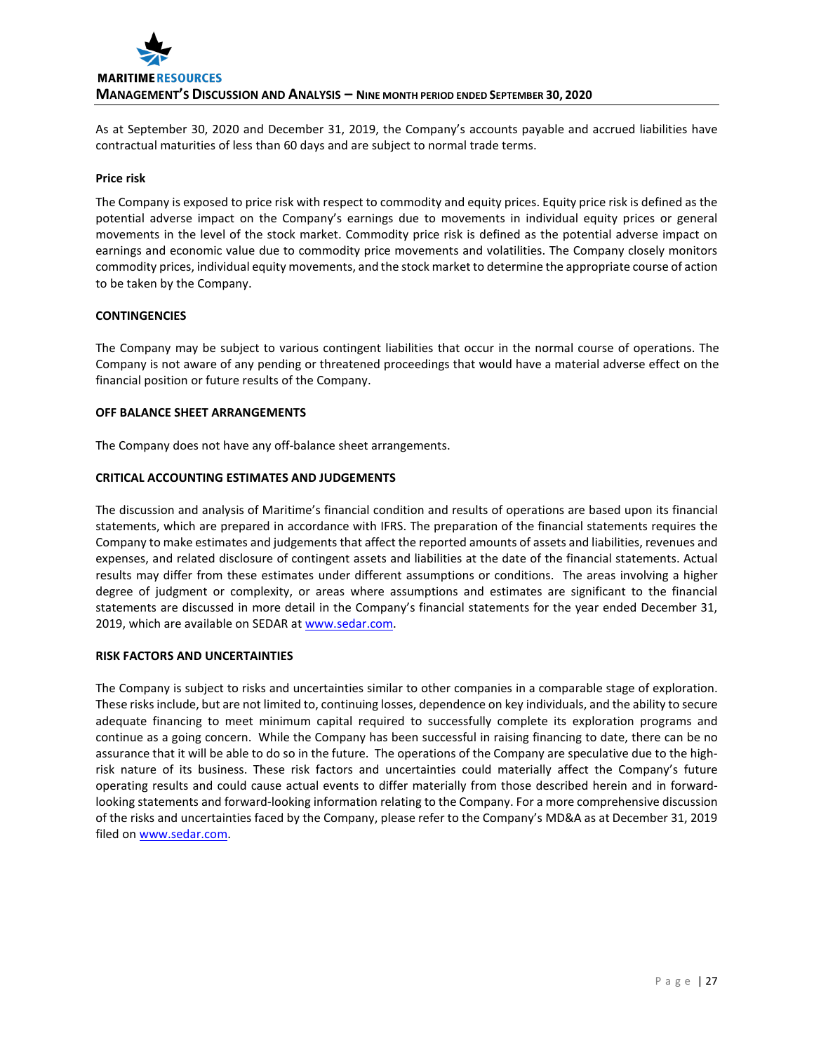As at September 30, 2020 and December 31, 2019, the Company's accounts payable and accrued liabilities have contractual maturities of less than 60 days and are subject to normal trade terms.

**Price risk**

The Company is exposed to price risk with respect to commodity and equity prices. Equity price risk is defined as the potential adverse impact on the Company's earnings due to movements in individual equity prices or general movements in the level of the stock market. Commodity price risk is defined as the potential adverse impact on earnings and economic value due to commodity price movements and volatilities. The Company closely monitors commodity prices, individual equity movements, and the stock market to determine the appropriate course of action to be taken by the Company.

## CONTINGENCIES

The Company may be subject to various contingent liabilities that occur in the normal course of operations. The Company is not aware of any pending or threatened proceedings that would have a material adverse effect on the financial position or future results of the Company.

## OFF BALANCE SHEET ARRANGEMENTS

The Company does not have any off-balance sheet arrangements.

## CRITICAL ACCOUNTING ESTIMATES AND JUDGEMENTS

The discussion and analysis of Maritime's financial condition and results of operations are based upon its financial statements, which are prepared in accordance with IFRS. The preparation of the financial statements requires the Company to make estimates and judgements that affect the reported amounts of assets and liabilities, revenues and expenses, and related disclosure of contingent assets and liabilities at the date of the financial statements. Actual results may differ from these estimates under different assumptions or conditions. The areas involving a higher degree of judgment or complexity, or areas where assumptions and estimates are significant to the financial statements are discussed in more detail in the Company's financial statements for the year ended December 31, 2019, which are available on SEDAR at www.sedar.com.

## RISK FACTORS AND UNCERTAINTIES

The Company is subject to risks and uncertainties similar to other companies in a comparable stage of exploration. These risks include, but are not limited to, continuing losses, dependence on key individuals, and the ability to secure adequate financing to meet minimum capital required to successfully complete its exploration programs and continue as a going concern. While the Company has been successful in raising financing to date, there can be no assurance that it will be able to do so in the future. The operations of the Company are speculative due to the high-risk nature of its business. These risk factors and uncertainties could materially affect the Company's future operating results and could cause actual events to differ materially from those described herein and in forward-looking statements and forward-looking information relating to the Company. For a more comprehensive discussion of the risks and uncertainties faced by the Company, please refer to the Company's MD&A as at December 31, 2019 filed on www.sedar.com.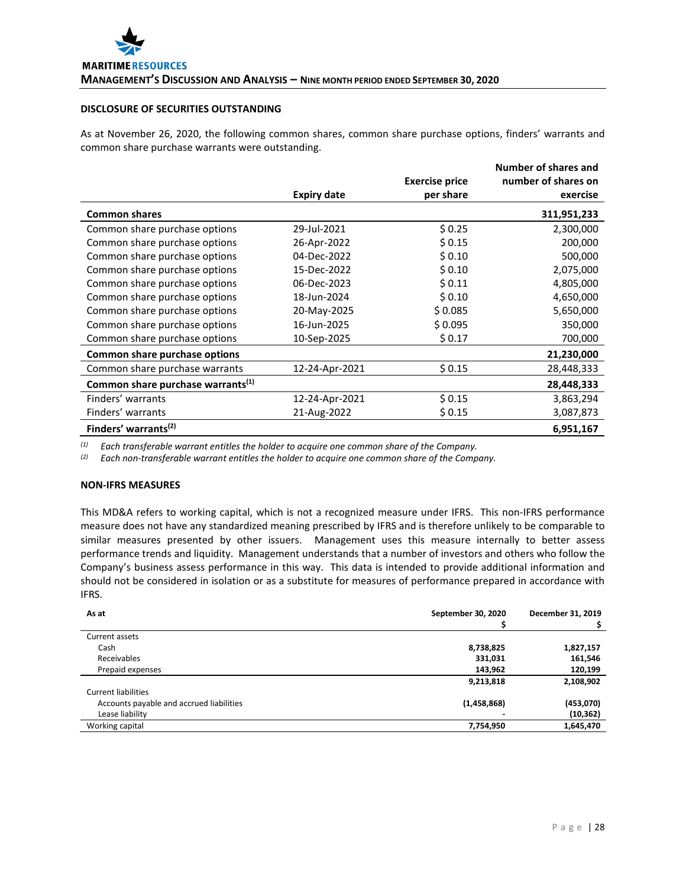### DISCLOSURE OF SECURITIES OUTSTANDING

As at November 26, 2020, the following common shares, common share purchase options, finders' warrants and common share purchase warrants were outstanding.

| | Expiry date | Exercise price per share | Number of shares and number of shares on exercise |
|---|---|---|---|
| **Common shares** | | | **311,951,233** |
| Common share purchase options | 29-Jul-2021 | $ 0.25 | 2,300,000 |
| Common share purchase options | 26-Apr-2022 | $ 0.15 | 200,000 |
| Common share purchase options | 04-Dec-2022 | $ 0.10 | 500,000 |
| Common share purchase options | 15-Dec-2022 | $ 0.10 | 2,075,000 |
| Common share purchase options | 06-Dec-2023 | $ 0.11 | 4,805,000 |
| Common share purchase options | 18-Jun-2024 | $ 0.10 | 4,650,000 |
| Common share purchase options | 20-May-2025 | $ 0.085 | 5,650,000 |
| Common share purchase options | 16-Jun-2025 | $ 0.095 | 350,000 |
| Common share purchase options | 10-Sep-2025 | $ 0.17 | 700,000 |
| **Common share purchase options** | | | **21,230,000** |
| Common share purchase warrants | 12-24-Apr-2021 | $ 0.15 | 28,448,333 |
| **Common share purchase warrants[(1)]** | | | **28,448,333** |
| Finders' warrants | 12-24-Apr-2021 | $ 0.15 | 3,863,294 |
| Finders' warrants | 21-Aug-2022 | $ 0.15 | 3,087,873 |
| **Finders' warrants[(2)]** | | | **6,951,167** |

*(1) Each transferable warrant entitles the holder to acquire one common share of the Company.*
*(2) Each non-transferable warrant entitles the holder to acquire one common share of the Company.*

### NON-IFRS MEASURES

This MD&A refers to working capital, which is not a recognized measure under IFRS. This non-IFRS performance measure does not have any standardized meaning prescribed by IFRS and is therefore unlikely to be comparable to similar measures presented by other issuers. Management uses this measure internally to better assess performance trends and liquidity. Management understands that a number of investors and others who follow the Company's business assess performance in this way. This data is intended to provide additional information and should not be considered in isolation or as a substitute for measures of performance prepared in accordance with IFRS.

| As at | September 30, 2020 $ | December 31, 2019 $ |
|---|---|---|
| Current assets | | |
| Cash | **8,738,825** | **1,827,157** |
| Receivables | **331,031** | **161,546** |
| Prepaid expenses | **143,962** | **120,199** |
| | **9,213,818** | **2,108,902** |
| Current liabilities | | |
| Accounts payable and accrued liabilities | **(1,458,868)** | **(453,070)** |
| Lease liability | **-** | **(10,362)** |
| Working capital | **7,754,950** | **1,645,470** |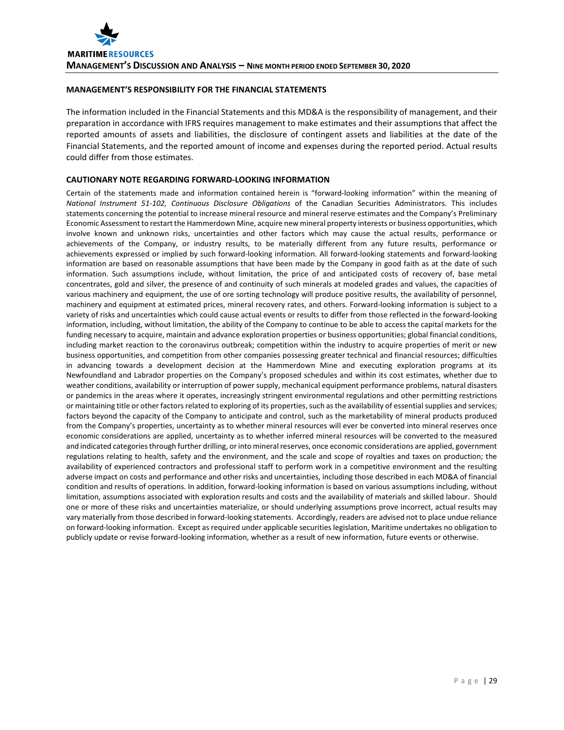## MANAGEMENT'S RESPONSIBILITY FOR THE FINANCIAL STATEMENTS

The information included in the Financial Statements and this MD&A is the responsibility of management, and their preparation in accordance with IFRS requires management to make estimates and their assumptions that affect the reported amounts of assets and liabilities, the disclosure of contingent assets and liabilities at the date of the Financial Statements, and the reported amount of income and expenses during the reported period. Actual results could differ from those estimates.

## CAUTIONARY NOTE REGARDING FORWARD-LOOKING INFORMATION

Certain of the statements made and information contained herein is "forward-looking information" within the meaning of *National Instrument 51-102, Continuous Disclosure Obligations* of the Canadian Securities Administrators. This includes statements concerning the potential to increase mineral resource and mineral reserve estimates and the Company's Preliminary Economic Assessment to restart the Hammerdown Mine, acquire new mineral property interests or business opportunities, which involve known and unknown risks, uncertainties and other factors which may cause the actual results, performance or achievements of the Company, or industry results, to be materially different from any future results, performance or achievements expressed or implied by such forward-looking information. All forward-looking statements and forward-looking information are based on reasonable assumptions that have been made by the Company in good faith as at the date of such information. Such assumptions include, without limitation, the price of and anticipated costs of recovery of, base metal concentrates, gold and silver, the presence of and continuity of such minerals at modeled grades and values, the capacities of various machinery and equipment, the use of ore sorting technology will produce positive results, the availability of personnel, machinery and equipment at estimated prices, mineral recovery rates, and others. Forward-looking information is subject to a variety of risks and uncertainties which could cause actual events or results to differ from those reflected in the forward-looking information, including, without limitation, the ability of the Company to continue to be able to access the capital markets for the funding necessary to acquire, maintain and advance exploration properties or business opportunities; global financial conditions, including market reaction to the coronavirus outbreak; competition within the industry to acquire properties of merit or new business opportunities, and competition from other companies possessing greater technical and financial resources; difficulties in advancing towards a development decision at the Hammerdown Mine and executing exploration programs at its Newfoundland and Labrador properties on the Company's proposed schedules and within its cost estimates, whether due to weather conditions, availability or interruption of power supply, mechanical equipment performance problems, natural disasters or pandemics in the areas where it operates, increasingly stringent environmental regulations and other permitting restrictions or maintaining title or other factors related to exploring of its properties, such as the availability of essential supplies and services; factors beyond the capacity of the Company to anticipate and control, such as the marketability of mineral products produced from the Company's properties, uncertainty as to whether mineral resources will ever be converted into mineral reserves once economic considerations are applied, uncertainty as to whether inferred mineral resources will be converted to the measured and indicated categories through further drilling, or into mineral reserves, once economic considerations are applied, government regulations relating to health, safety and the environment, and the scale and scope of royalties and taxes on production; the availability of experienced contractors and professional staff to perform work in a competitive environment and the resulting adverse impact on costs and performance and other risks and uncertainties, including those described in each MD&A of financial condition and results of operations. In addition, forward-looking information is based on various assumptions including, without limitation, assumptions associated with exploration results and costs and the availability of materials and skilled labour. Should one or more of these risks and uncertainties materialize, or should underlying assumptions prove incorrect, actual results may vary materially from those described in forward-looking statements. Accordingly, readers are advised not to place undue reliance on forward-looking information. Except as required under applicable securities legislation, Maritime undertakes no obligation to publicly update or revise forward-looking information, whether as a result of new information, future events or otherwise.